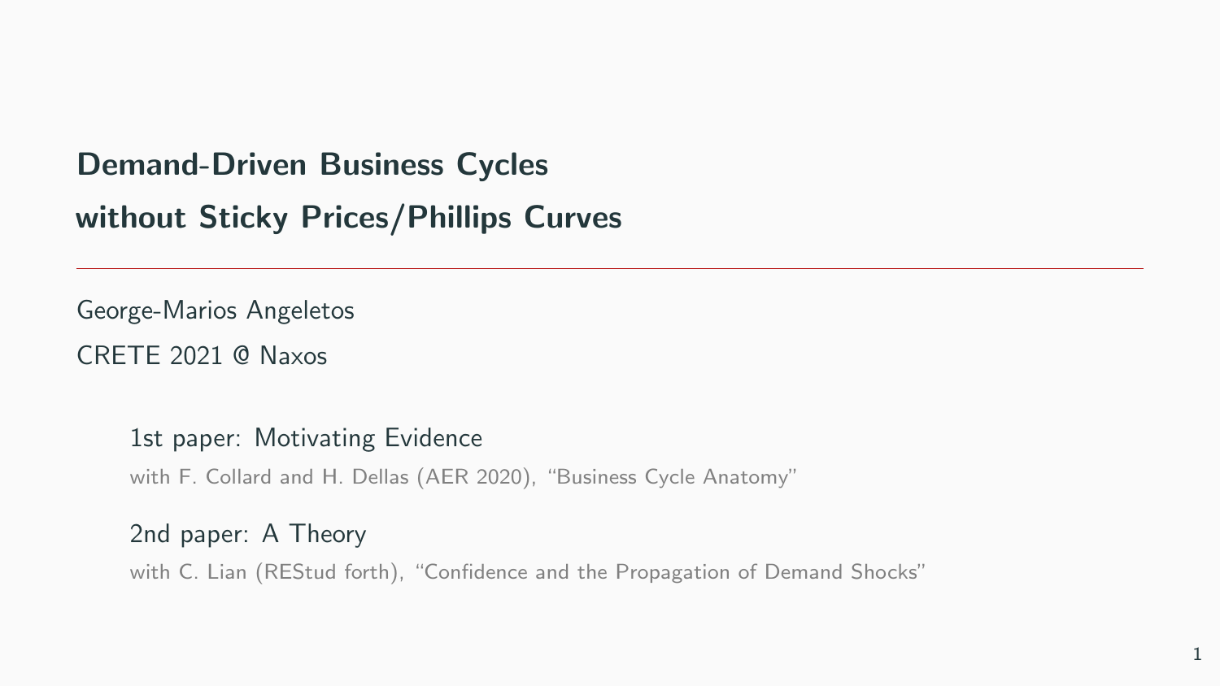# Demand-Driven Business Cycles without Sticky Prices/Phillips Curves

George-Marios Angeletos

CRETE 2021 @ Naxos

1st paper: Motivating Evidence

with F. Collard and H. Dellas (AER 2020), "Business Cycle Anatomy"

2nd paper: A Theory

with C. Lian (REStud forth), "Confidence and the Propagation of Demand Shocks"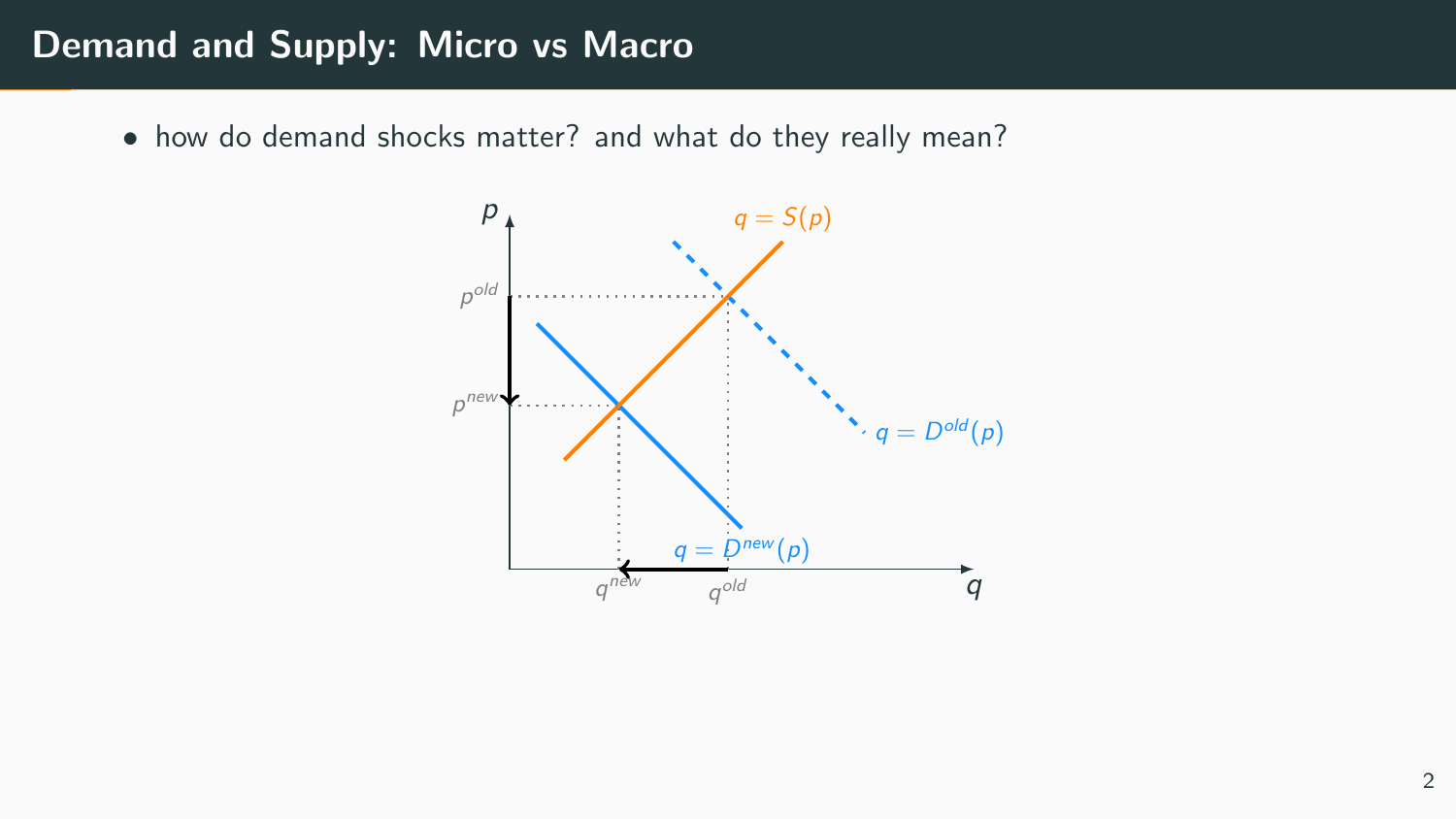# Demand and Supply: Micro vs Macro

- how do demand shocks matter? and what do they really mean?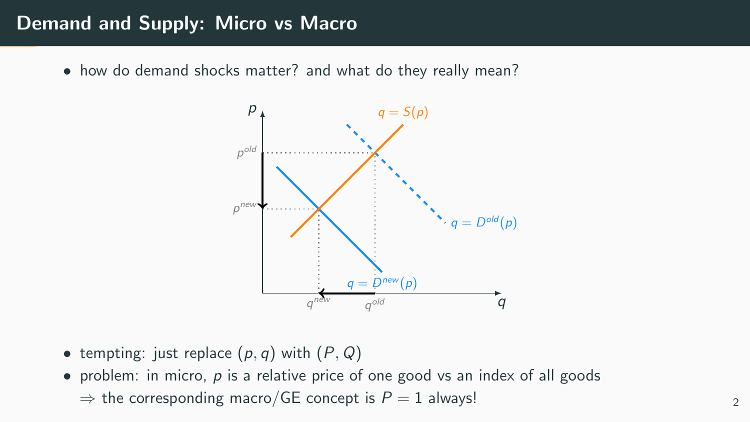# Demand and Supply: Micro vs Macro

- how do demand shocks matter? and what do they really mean?

- tempting: just replace $(p, q)$ with $(P, Q)$
- problem: in micro, $p$ is a relative price of one good vs an index of all goods
  $\Rightarrow$ the corresponding macro/GE concept is $P = 1$ always!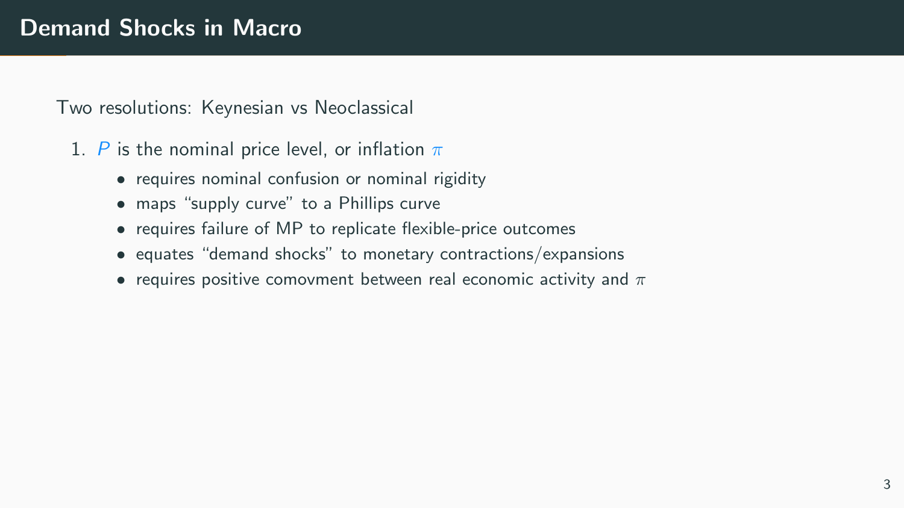# Demand Shocks in Macro

Two resolutions: Keynesian vs Neoclassical

1. $P$ is the nominal price level, or inflation $\pi$
    - requires nominal confusion or nominal rigidity
    - maps "supply curve" to a Phillips curve
    - requires failure of MP to replicate flexible-price outcomes
    - equates "demand shocks" to monetary contractions/expansions
    - requires positive comovment between real economic activity and $\pi$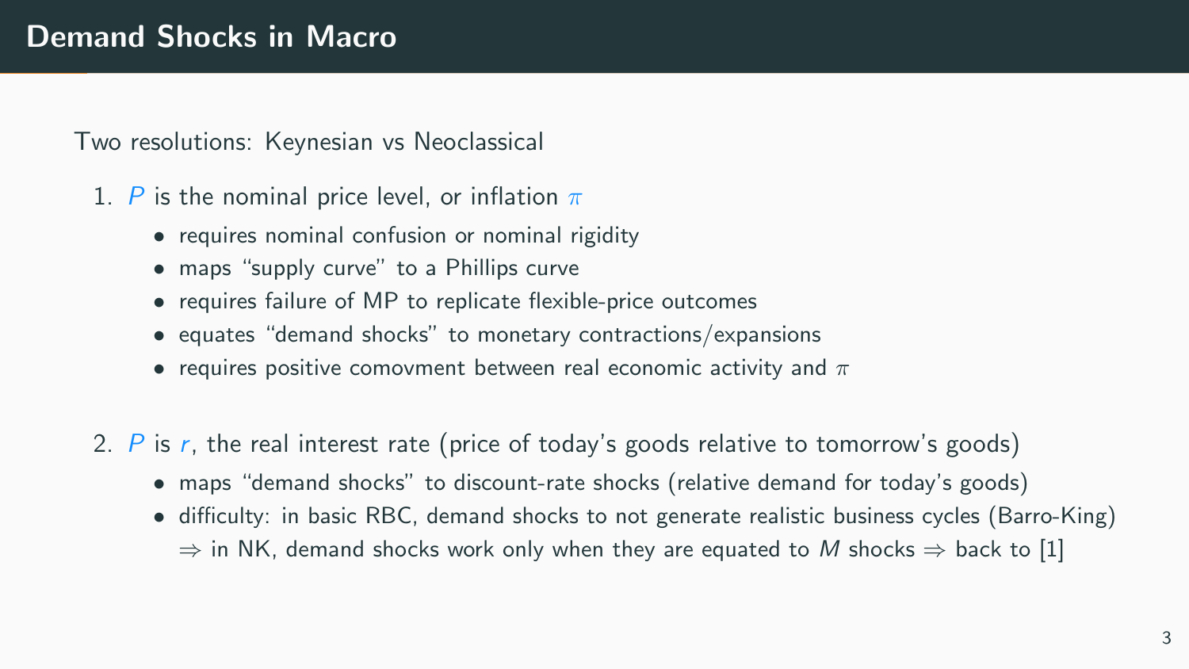# Demand Shocks in Macro

Two resolutions: Keynesian vs Neoclassical

1. $P$ is the nominal price level, or inflation $\pi$
   - requires nominal confusion or nominal rigidity
   - maps "supply curve" to a Phillips curve
   - requires failure of MP to replicate flexible-price outcomes
   - equates "demand shocks" to monetary contractions/expansions
   - requires positive comovment between real economic activity and $\pi$

2. $P$ is $r$, the real interest rate (price of today's goods relative to tomorrow's goods)
   - maps "demand shocks" to discount-rate shocks (relative demand for today's goods)
   - difficulty: in basic RBC, demand shocks to not generate realistic business cycles (Barro-King)
     $\Rightarrow$ in NK, demand shocks work only when they are equated to $M$ shocks $\Rightarrow$ back to [1]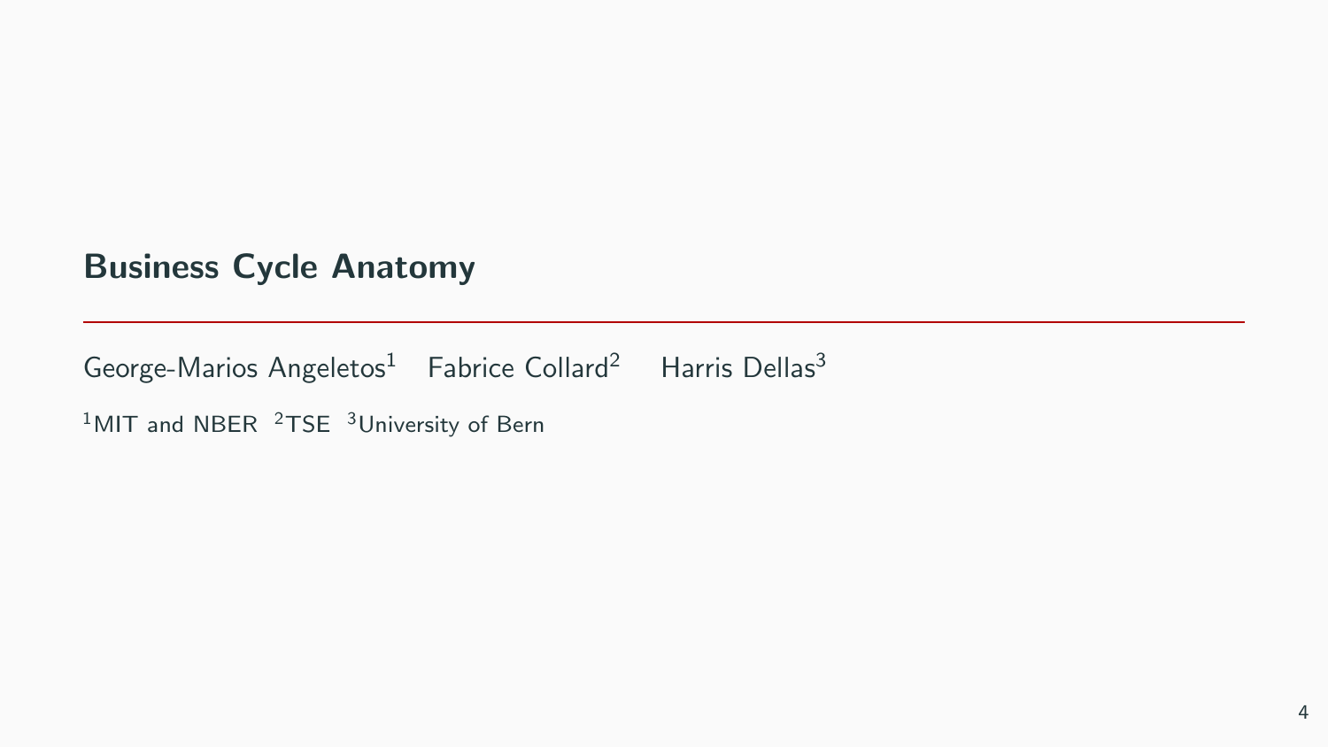# Business Cycle Anatomy

George-Marios Angeletos[1] Fabrice Collard[2] Harris Dellas[3]

[1]MIT and NBER [2]TSE [3]University of Bern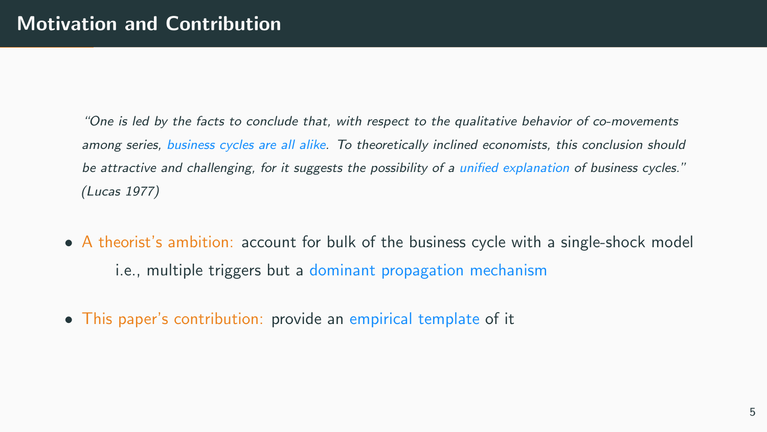# Motivation and Contribution

> *"One is led by the facts to conclude that, with respect to the qualitative behavior of co-movements among series, business cycles are all alike. To theoretically inclined economists, this conclusion should be attractive and challenging, for it suggests the possibility of a unified explanation of business cycles." (Lucas 1977)*

- A theorist's ambition: account for bulk of the business cycle with a single-shock model
  - i.e., multiple triggers but a dominant propagation mechanism
- This paper's contribution: provide an empirical template of it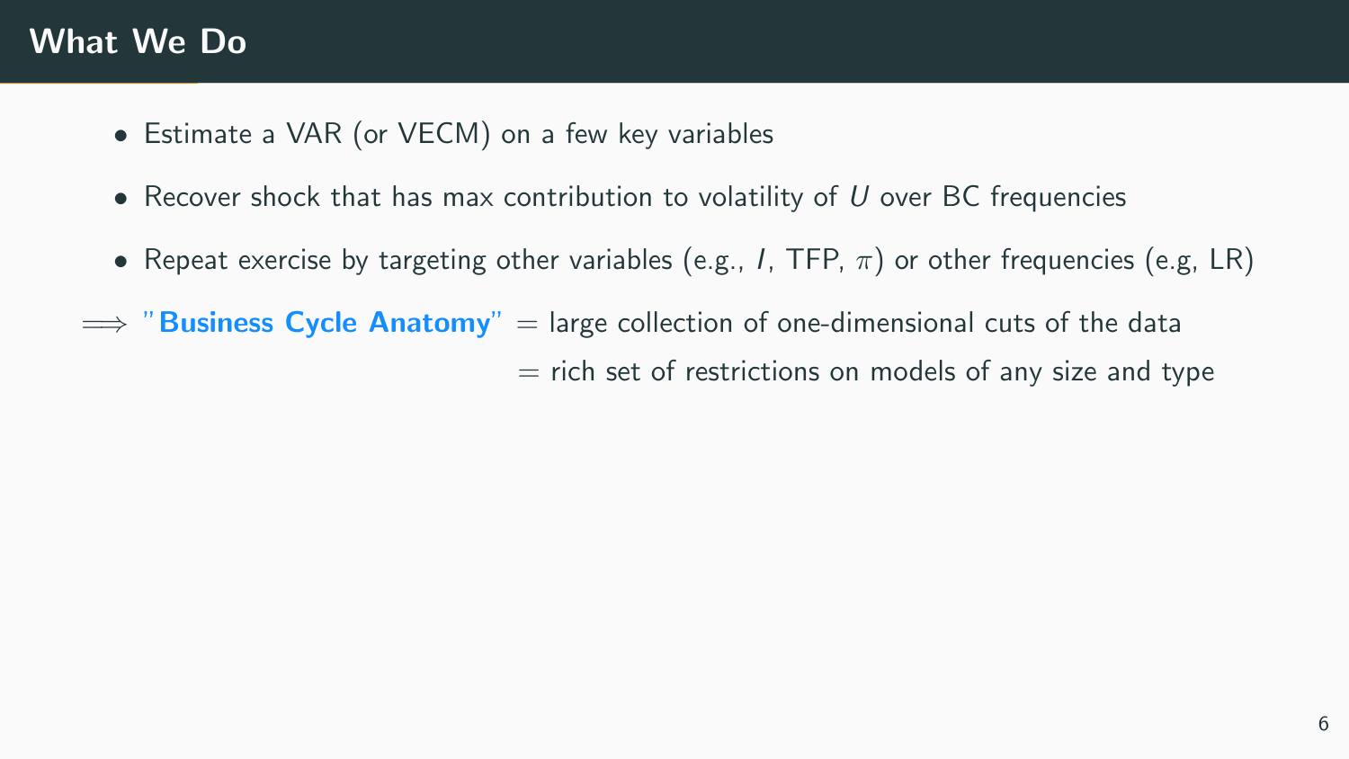## What We Do

- Estimate a VAR (or VECM) on a few key variables
- Recover shock that has max contribution to volatility of $U$ over BC frequencies
- Repeat exercise by targeting other variables (e.g., $I$, TFP, $\pi$) or other frequencies (e.g, LR)

$\Longrightarrow$ "**Business Cycle Anatomy**" = large collection of one-dimensional cuts of the data
= rich set of restrictions on models of any size and type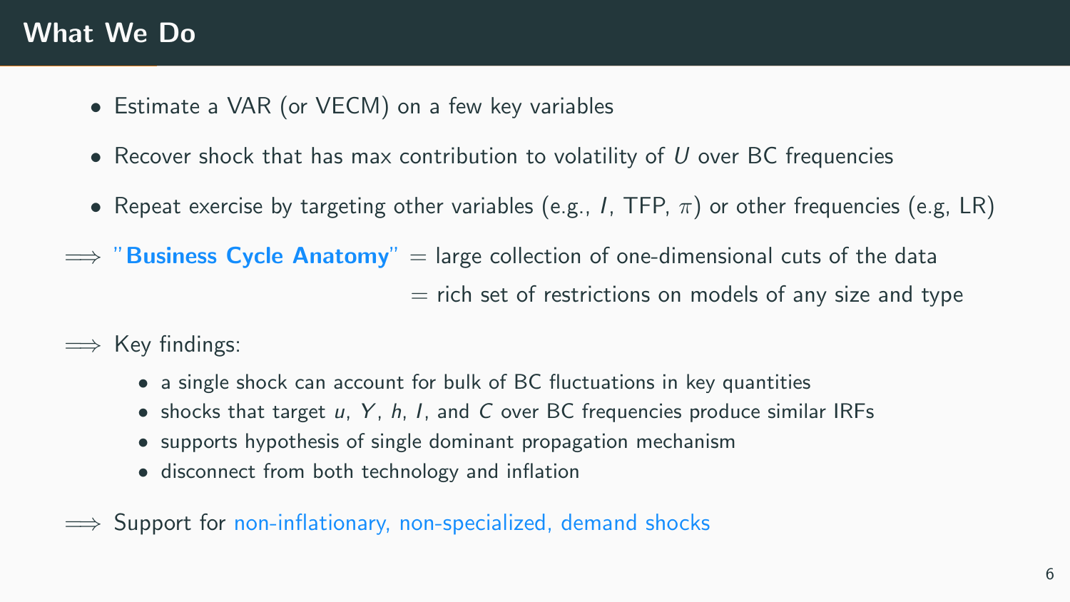# What We Do

- Estimate a VAR (or VECM) on a few key variables
- Recover shock that has max contribution to volatility of $U$ over BC frequencies
- Repeat exercise by targeting other variables (e.g., $I$, TFP, $\pi$) or other frequencies (e.g, LR)

$\Longrightarrow$ "**Business Cycle Anatomy**" = large collection of one-dimensional cuts of the data
= rich set of restrictions on models of any size and type

$\Longrightarrow$ Key findings:

- a single shock can account for bulk of BC fluctuations in key quantities
- shocks that target $u$, $Y$, $h$, $I$, and $C$ over BC frequencies produce similar IRFs
- supports hypothesis of single dominant propagation mechanism
- disconnect from both technology and inflation

$\Longrightarrow$ Support for non-inflationary, non-specialized, demand shocks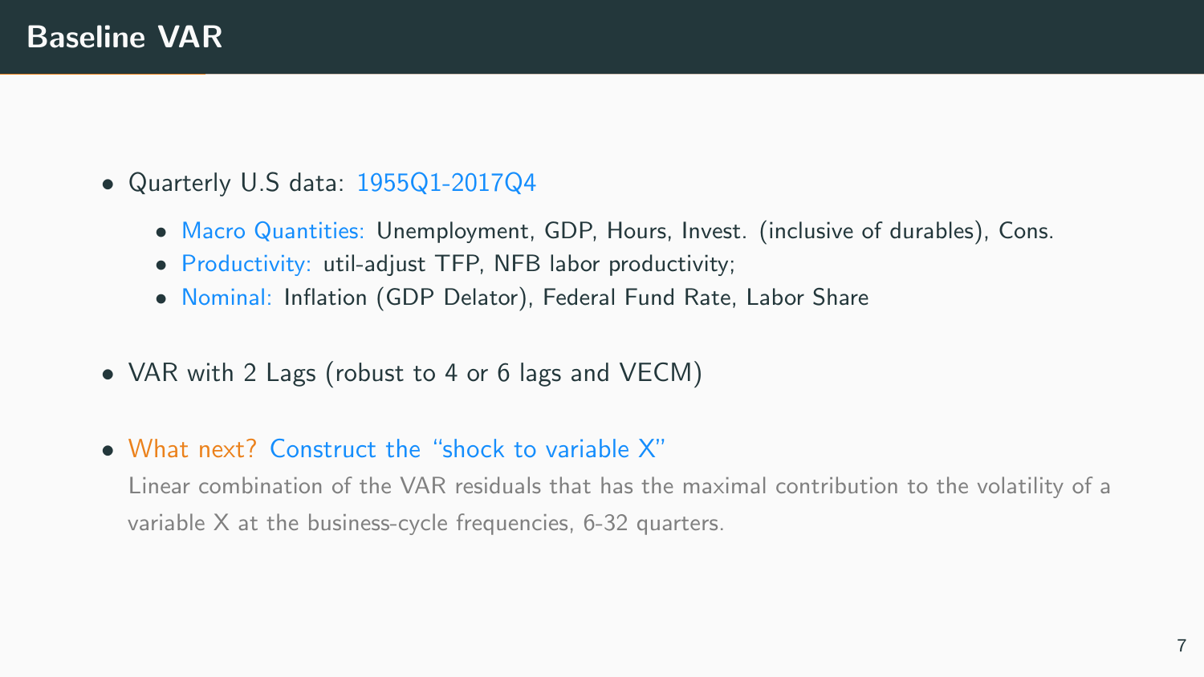# Baseline VAR

- Quarterly U.S data: 1955Q1-2017Q4
  - Macro Quantities: Unemployment, GDP, Hours, Invest. (inclusive of durables), Cons.
  - Productivity: util-adjust TFP, NFB labor productivity;
  - Nominal: Inflation (GDP Delator), Federal Fund Rate, Labor Share
- VAR with 2 Lags (robust to 4 or 6 lags and VECM)
- What next? Construct the "shock to variable X"

  Linear combination of the VAR residuals that has the maximal contribution to the volatility of a variable X at the business-cycle frequencies, 6-32 quarters.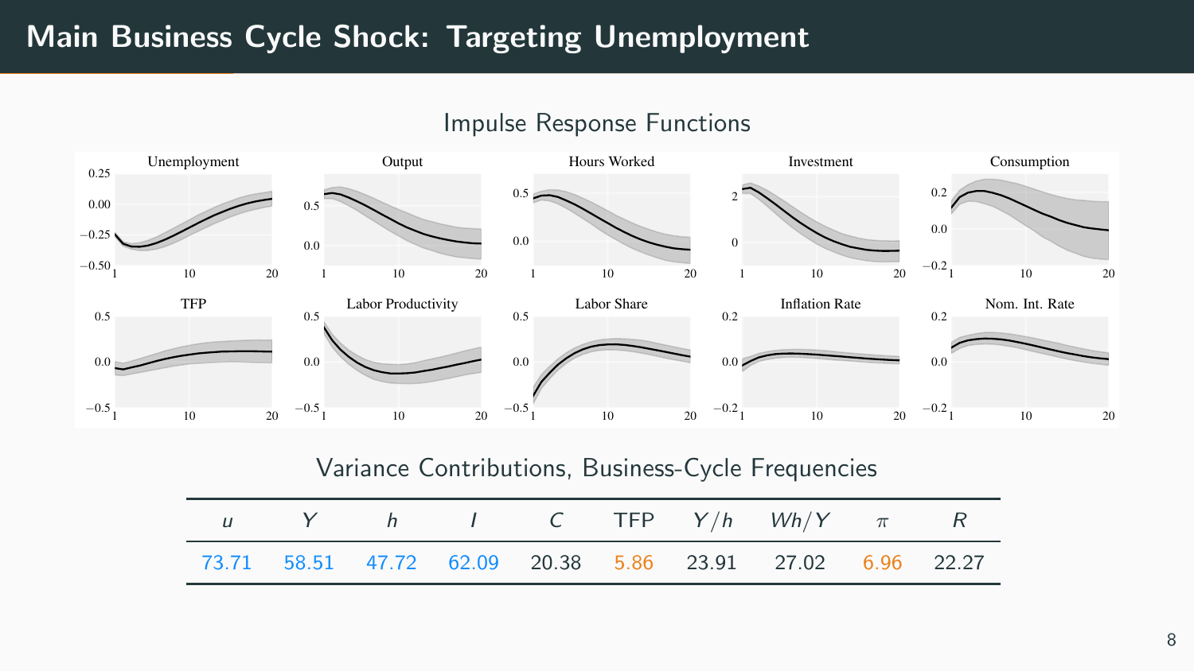# Main Business Cycle Shock: Targeting Unemployment

## Impulse Response Functions

## Variance Contributions, Business-Cycle Frequencies

| $u$ | $Y$ | $h$ | $I$ | $C$ | TFP | $Y/h$ | $Wh/Y$ | $\pi$ | $R$ |
|---|---|---|---|---|---|---|---|---|---|
| 73.71 | 58.51 | 47.72 | 62.09 | 20.38 | 5.86 | 23.91 | 27.02 | 6.96 | 22.27 |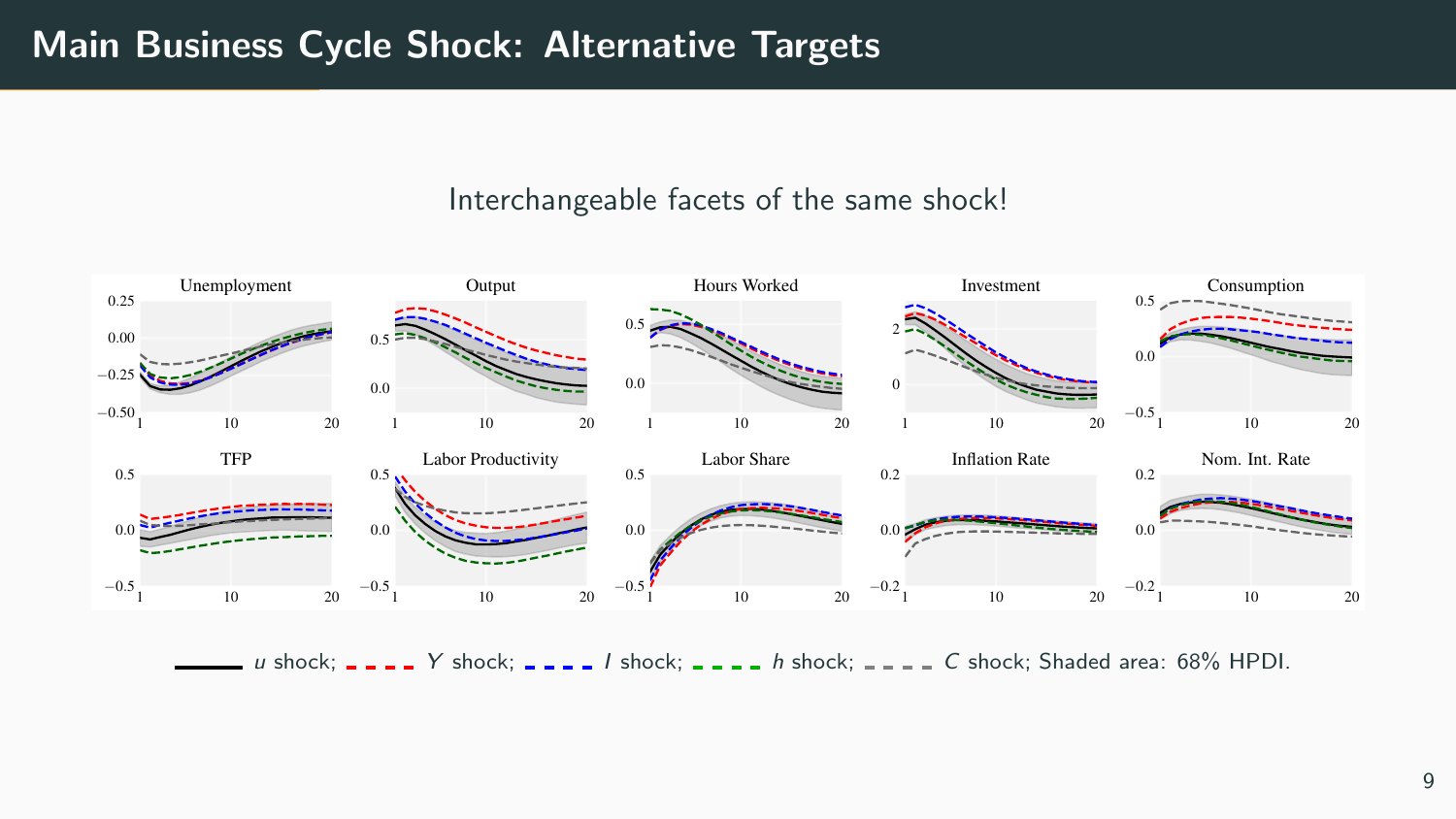# Main Business Cycle Shock: Alternative Targets

Interchangeable facets of the same shock!

$u$ shock; $Y$ shock; $I$ shock; $h$ shock; $C$ shock; Shaded area: 68% HPDI.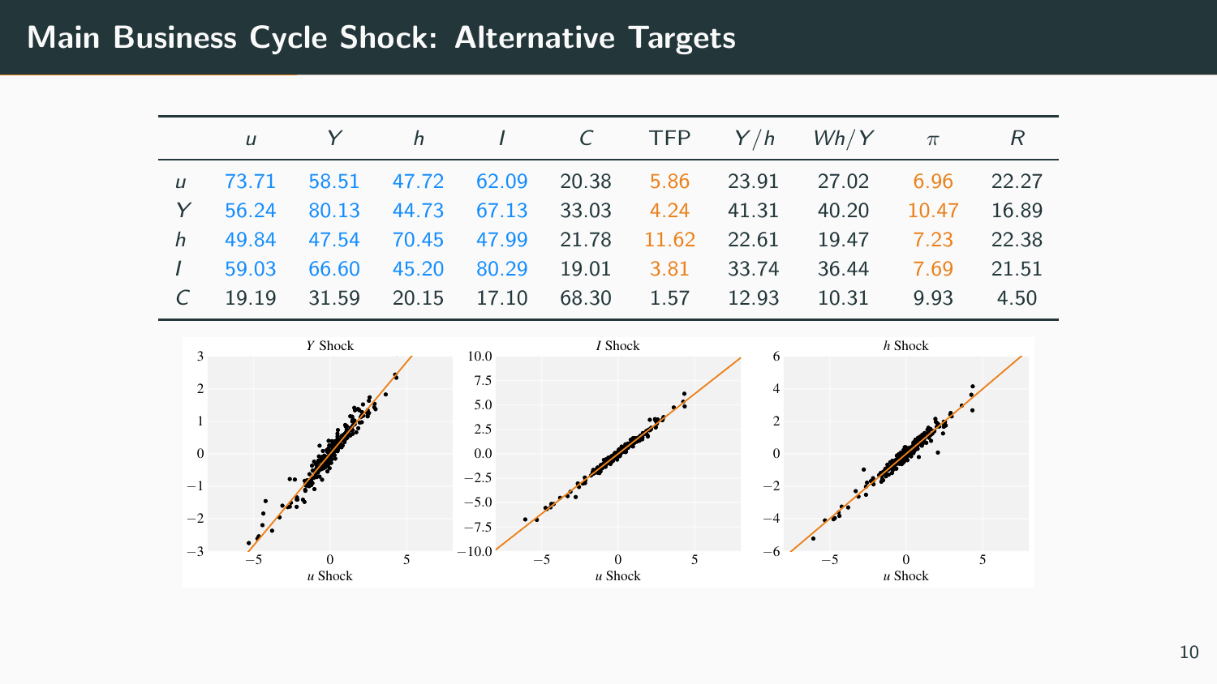# Main Business Cycle Shock: Alternative Targets

| | $u$ | $Y$ | $h$ | $I$ | $C$ | TFP | $Y/h$ | $Wh/Y$ | $\pi$ | $R$ |
|---|---|---|---|---|---|---|---|---|---|---|
| $u$ | 73.71 | 58.51 | 47.72 | 62.09 | 20.38 | 5.86 | 23.91 | 27.02 | 6.96 | 22.27 |
| $Y$ | 56.24 | 80.13 | 44.73 | 67.13 | 33.03 | 4.24 | 41.31 | 40.20 | 10.47 | 16.89 |
| $h$ | 49.84 | 47.54 | 70.45 | 47.99 | 21.78 | 11.62 | 22.61 | 19.47 | 7.23 | 22.38 |
| $I$ | 59.03 | 66.60 | 45.20 | 80.29 | 19.01 | 3.81 | 33.74 | 36.44 | 7.69 | 21.51 |
| $C$ | 19.19 | 31.59 | 20.15 | 17.10 | 68.30 | 1.57 | 12.93 | 10.31 | 9.93 | 4.50 |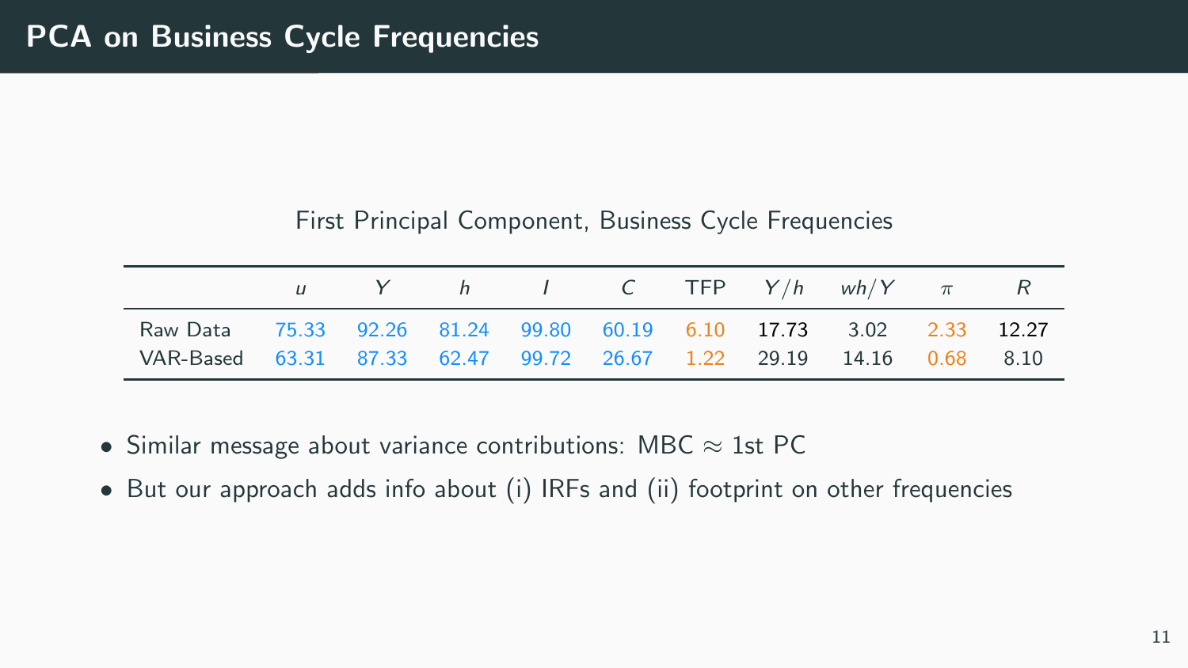# PCA on Business Cycle Frequencies

First Principal Component, Business Cycle Frequencies

| | $u$ | $Y$ | $h$ | $I$ | $C$ | TFP | $Y/h$ | $wh/Y$ | $\pi$ | $R$ |
|---|---|---|---|---|---|---|---|---|---|---|
| Raw Data | 75.33 | 92.26 | 81.24 | 99.80 | 60.19 | 6.10 | 17.73 | 3.02 | 2.33 | 12.27 |
| VAR-Based | 63.31 | 87.33 | 62.47 | 99.72 | 26.67 | 1.22 | 29.19 | 14.16 | 0.68 | 8.10 |

- Similar message about variance contributions: MBC $\approx$ 1st PC
- But our approach adds info about (i) IRFs and (ii) footprint on other frequencies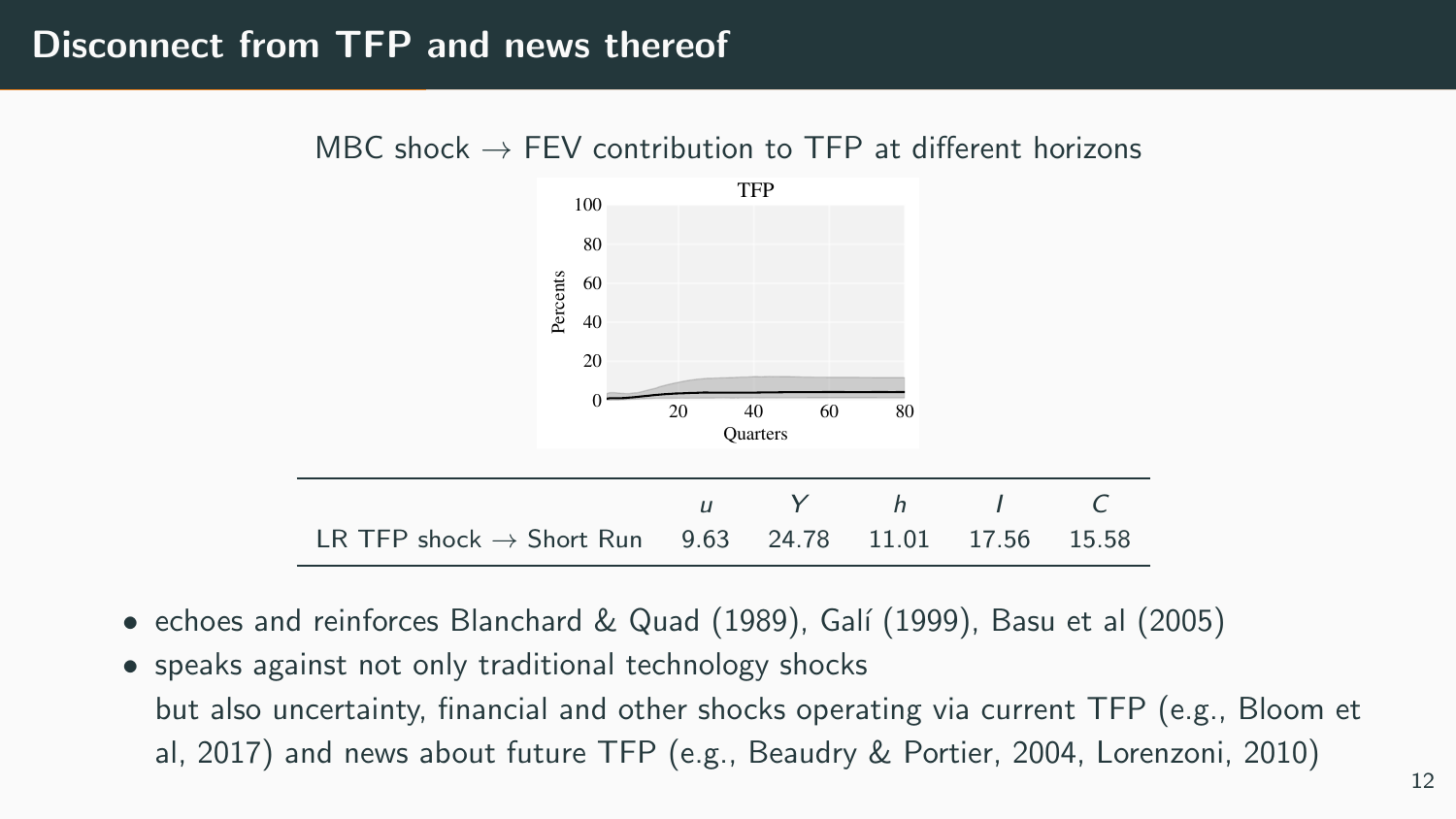# Disconnect from TFP and news thereof

MBC shock → FEV contribution to TFP at different horizons

| | $u$ | $Y$ | $h$ | $I$ | $C$ |
|---|---|---|---|---|---|
| LR TFP shock → Short Run | 9.63 | 24.78 | 11.01 | 17.56 | 15.58 |

- echoes and reinforces Blanchard & Quad (1989), Galí (1999), Basu et al (2005)
- speaks against not only traditional technology shocks
  but also uncertainty, financial and other shocks operating via current TFP (e.g., Bloom et al, 2017) and news about future TFP (e.g., Beaudry & Portier, 2004, Lorenzoni, 2010)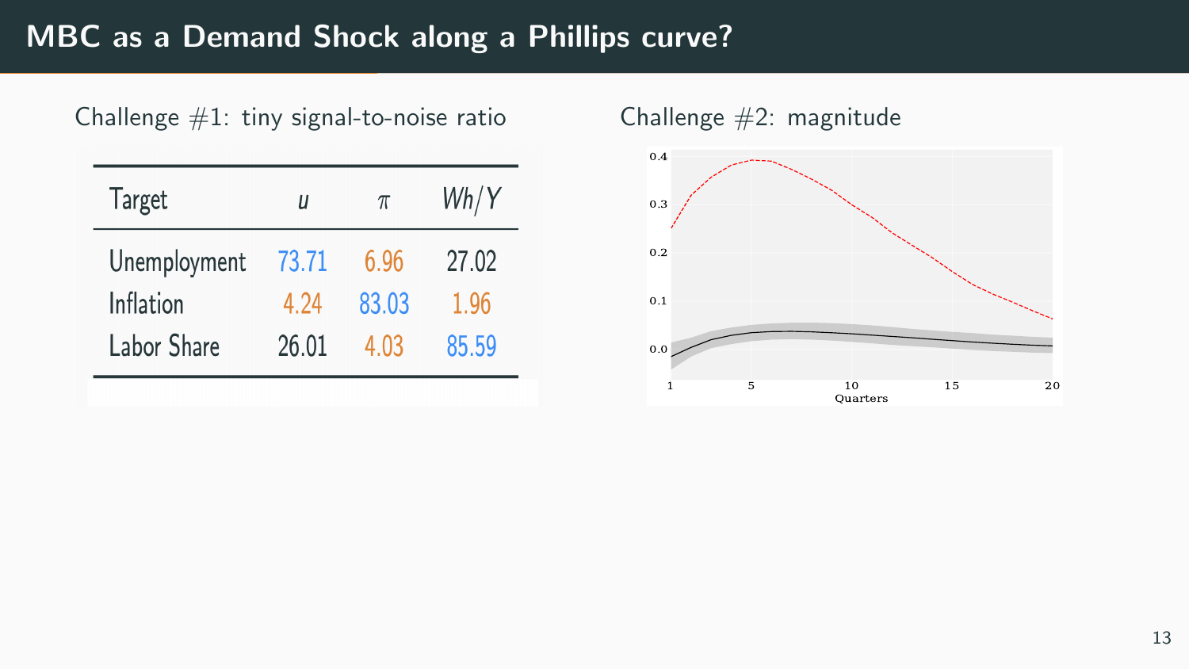# MBC as a Demand Shock along a Phillips curve?

Challenge #1: tiny signal-to-noise ratio

| Target | $u$ | $\pi$ | $Wh/Y$ |
|---|---|---|---|
| Unemployment | 73.71 | 6.96 | 27.02 |
| Inflation | 4.24 | 83.03 | 1.96 |
| Labor Share | 26.01 | 4.03 | 85.59 |

Challenge #2: magnitude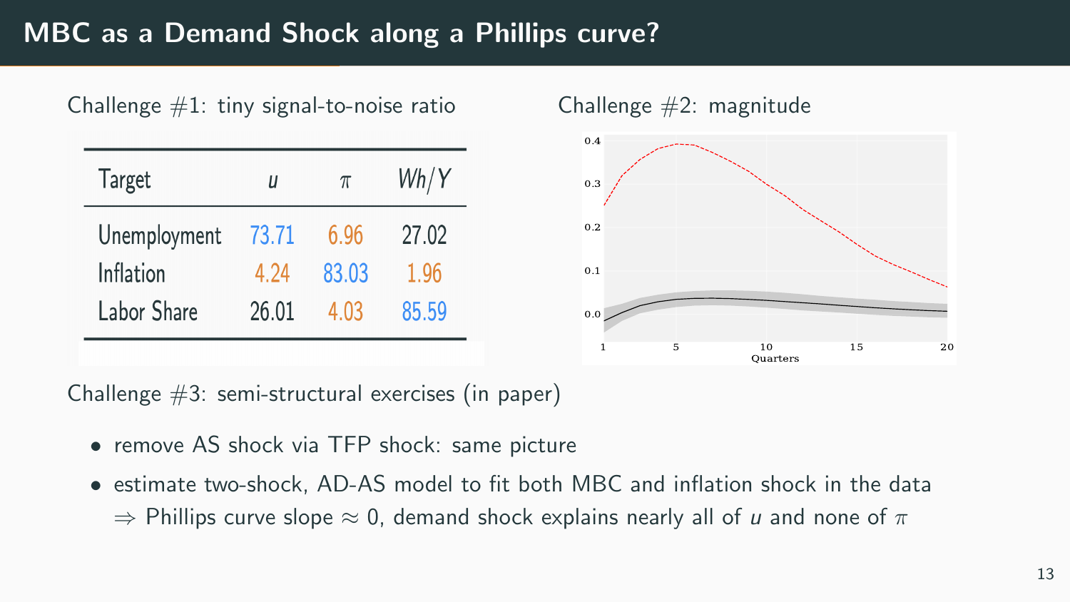# MBC as a Demand Shock along a Phillips curve?

Challenge #1: tiny signal-to-noise ratio

| Target | $u$ | $\pi$ | $Wh/Y$ |
|---|---|---|---|
| Unemployment | 73.71 | 6.96 | 27.02 |
| Inflation | 4.24 | 83.03 | 1.96 |
| Labor Share | 26.01 | 4.03 | 85.59 |

Challenge #2: magnitude

Challenge #3: semi-structural exercises (in paper)

- remove AS shock via TFP shock: same picture
- estimate two-shock, AD-AS model to fit both MBC and inflation shock in the data
  $\Rightarrow$ Phillips curve slope $\approx 0$, demand shock explains nearly all of $u$ and none of $\pi$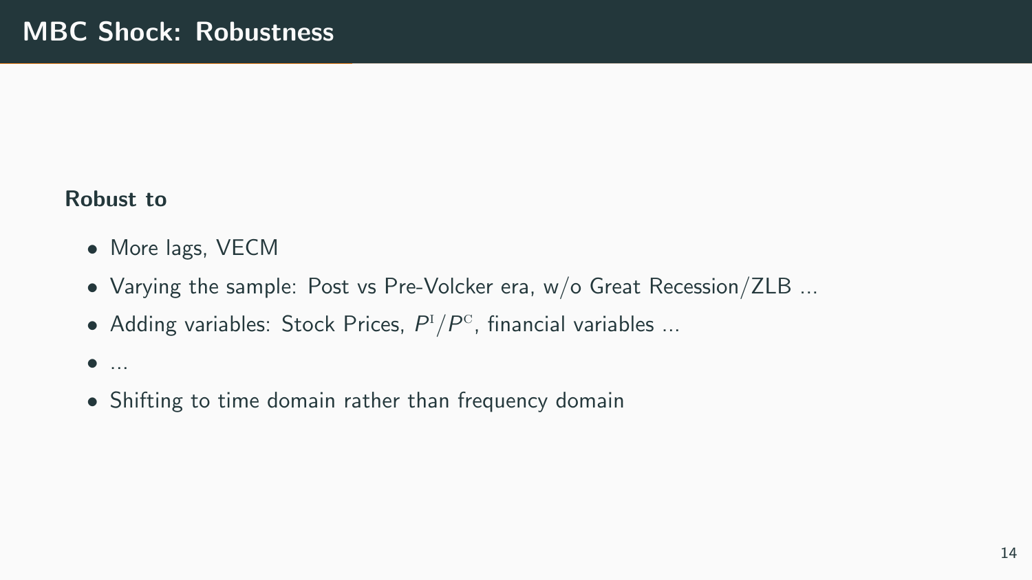# MBC Shock: Robustness

**Robust to**

- More lags, VECM
- Varying the sample: Post vs Pre-Volcker era, w/o Great Recession/ZLB ...
- Adding variables: Stock Prices, $P^{\text{I}}/P^{\text{C}}$, financial variables ...
- ...
- Shifting to time domain rather than frequency domain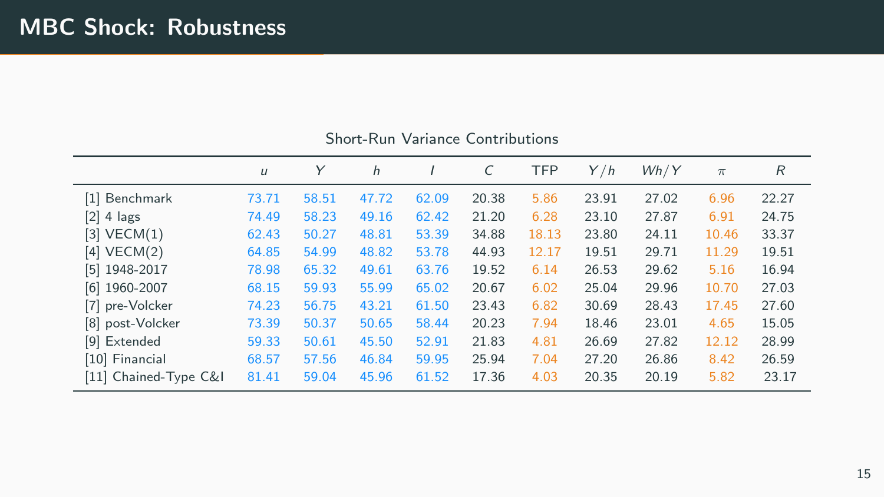# MBC Shock: Robustness

Short-Run Variance Contributions

| | $u$ | $Y$ | $h$ | $I$ | $C$ | TFP | $Y/h$ | $Wh/Y$ | $\pi$ | $R$ |
|---|---|---|---|---|---|---|---|---|---|---|
| [1] Benchmark | 73.71 | 58.51 | 47.72 | 62.09 | 20.38 | 5.86 | 23.91 | 27.02 | 6.96 | 22.27 |
| [2] 4 lags | 74.49 | 58.23 | 49.16 | 62.42 | 21.20 | 6.28 | 23.10 | 27.87 | 6.91 | 24.75 |
| [3] VECM(1) | 62.43 | 50.27 | 48.81 | 53.39 | 34.88 | 18.13 | 23.80 | 24.11 | 10.46 | 33.37 |
| [4] VECM(2) | 64.85 | 54.99 | 48.82 | 53.78 | 44.93 | 12.17 | 19.51 | 29.71 | 11.29 | 19.51 |
| [5] 1948-2017 | 78.98 | 65.32 | 49.61 | 63.76 | 19.52 | 6.14 | 26.53 | 29.62 | 5.16 | 16.94 |
| [6] 1960-2007 | 68.15 | 59.93 | 55.99 | 65.02 | 20.67 | 6.02 | 25.04 | 29.96 | 10.70 | 27.03 |
| [7] pre-Volcker | 74.23 | 56.75 | 43.21 | 61.50 | 23.43 | 6.82 | 30.69 | 28.43 | 17.45 | 27.60 |
| [8] post-Volcker | 73.39 | 50.37 | 50.65 | 58.44 | 20.23 | 7.94 | 18.46 | 23.01 | 4.65 | 15.05 |
| [9] Extended | 59.33 | 50.61 | 45.50 | 52.91 | 21.83 | 4.81 | 26.69 | 27.82 | 12.12 | 28.99 |
| [10] Financial | 68.57 | 57.56 | 46.84 | 59.95 | 25.94 | 7.04 | 27.20 | 26.86 | 8.42 | 26.59 |
| [11] Chained-Type C&I | 81.41 | 59.04 | 45.96 | 61.52 | 17.36 | 4.03 | 20.35 | 20.19 | 5.82 | 23.17 |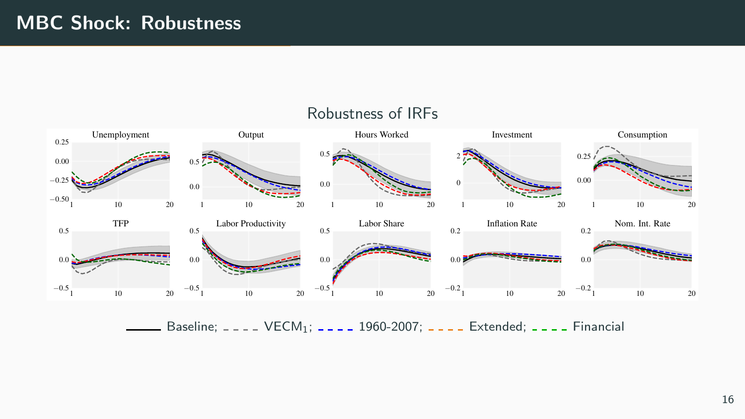# MBC Shock: Robustness

Robustness of IRFs

Unemployment

Output

Hours Worked

Investment

Consumption

TFP

Labor Productivity

Labor Share

Inflation Rate

Nom. Int. Rate

Baseline; VECM$_1$; 1960-2007; Extended; Financial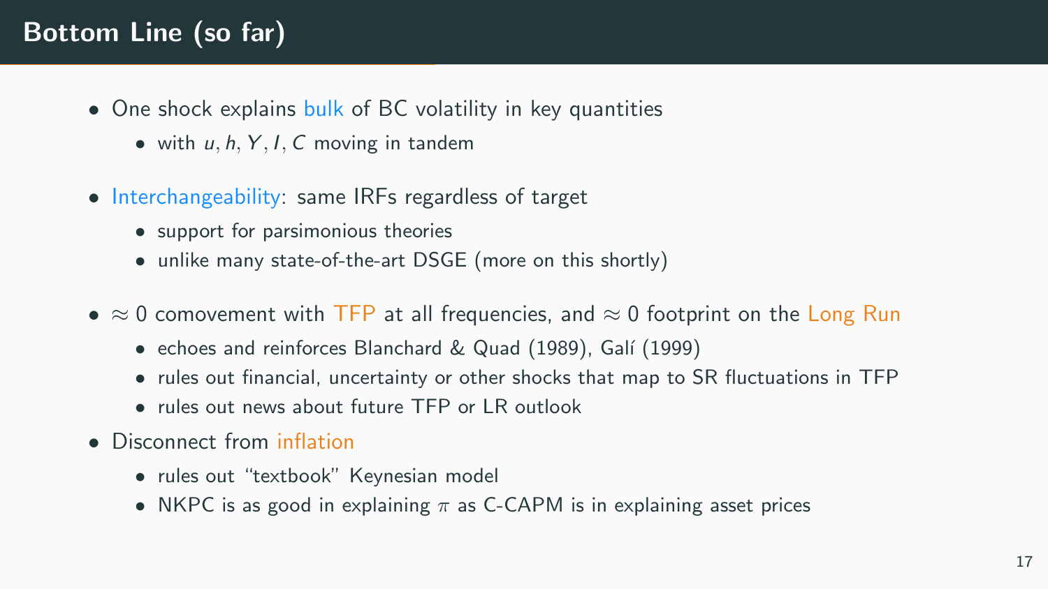# Bottom Line (so far)

- One shock explains bulk of BC volatility in key quantities
  - with $u, h, Y, I, C$ moving in tandem
- Interchangeability: same IRFs regardless of target
  - support for parsimonious theories
  - unlike many state-of-the-art DSGE (more on this shortly)
- $\approx 0$ comovement with TFP at all frequencies, and $\approx 0$ footprint on the Long Run
  - echoes and reinforces Blanchard & Quad (1989), Galí (1999)
  - rules out financial, uncertainty or other shocks that map to SR fluctuations in TFP
  - rules out news about future TFP or LR outlook
- Disconnect from inflation
  - rules out "textbook" Keynesian model
  - NKPC is as good in explaining $\pi$ as C-CAPM is in explaining asset prices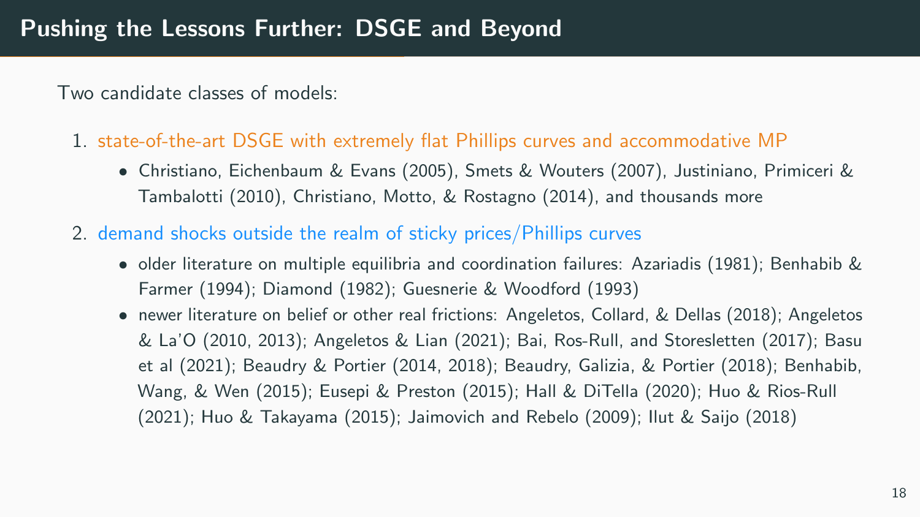# Pushing the Lessons Further: DSGE and Beyond

Two candidate classes of models:

1. state-of-the-art DSGE with extremely flat Phillips curves and accommodative MP
   - Christiano, Eichenbaum & Evans (2005), Smets & Wouters (2007), Justiniano, Primiceri & Tambalotti (2010), Christiano, Motto, & Rostagno (2014), and thousands more
2. demand shocks outside the realm of sticky prices/Phillips curves
   - older literature on multiple equilibria and coordination failures: Azariadis (1981); Benhabib & Farmer (1994); Diamond (1982); Guesnerie & Woodford (1993)
   - newer literature on belief or other real frictions: Angeletos, Collard, & Dellas (2018); Angeletos & La'O (2010, 2013); Angeletos & Lian (2021); Bai, Ros-Rull, and Storesletten (2017); Basu et al (2021); Beaudry & Portier (2014, 2018); Beaudry, Galizia, & Portier (2018); Benhabib, Wang, & Wen (2015); Eusepi & Preston (2015); Hall & DiTella (2020); Huo & Rios-Rull (2021); Huo & Takayama (2015); Jaimovich and Rebelo (2009); Ilut & Saijo (2018)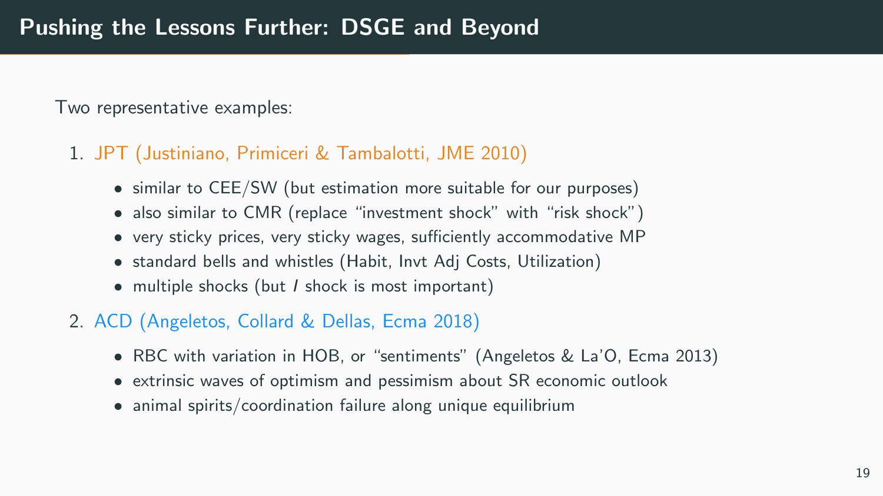# Pushing the Lessons Further: DSGE and Beyond

Two representative examples:

1. JPT (Justiniano, Primiceri & Tambalotti, JME 2010)
   - similar to CEE/SW (but estimation more suitable for our purposes)
   - also similar to CMR (replace "investment shock" with "risk shock")
   - very sticky prices, very sticky wages, sufficiently accommodative MP
   - standard bells and whistles (Habit, Invt Adj Costs, Utilization)
   - multiple shocks (but $I$ shock is most important)
2. ACD (Angeletos, Collard & Dellas, Ecma 2018)
   - RBC with variation in HOB, or "sentiments" (Angeletos & La'O, Ecma 2013)
   - extrinsic waves of optimism and pessimism about SR economic outlook
   - animal spirits/coordination failure along unique equilibrium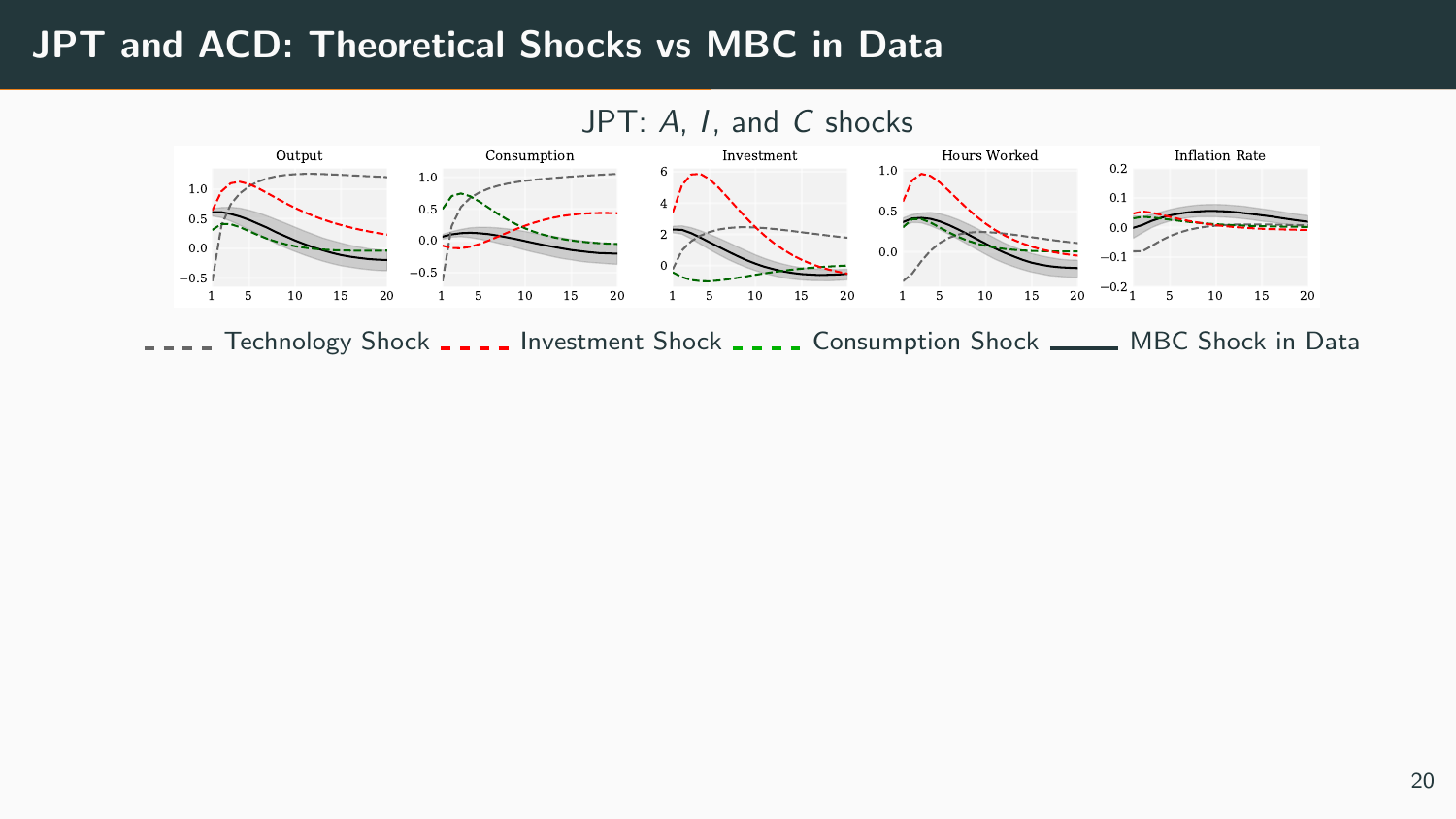# JPT and ACD: Theoretical Shocks vs MBC in Data

JPT: $A$, $I$, and $C$ shocks

Output | Consumption | Investment | Hours Worked | Inflation Rate

Technology Shock — Investment Shock — Consumption Shock — MBC Shock in Data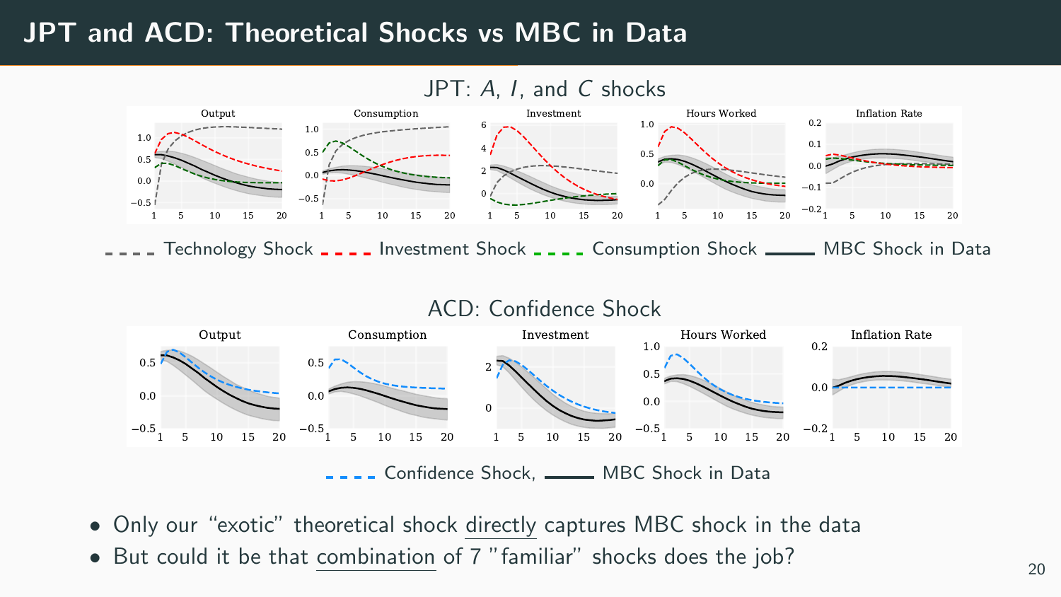# JPT and ACD: Theoretical Shocks vs MBC in Data

JPT: $A$, $I$, and $C$ shocks

Output | Consumption | Investment | Hours Worked | Inflation Rate

Technology Shock | Investment Shock | Consumption Shock | MBC Shock in Data

ACD: Confidence Shock

Output | Consumption | Investment | Hours Worked | Inflation Rate

Confidence Shock, MBC Shock in Data

- Only our "exotic" theoretical shock directly captures MBC shock in the data
- But could it be that combination of 7 "familiar" shocks does the job?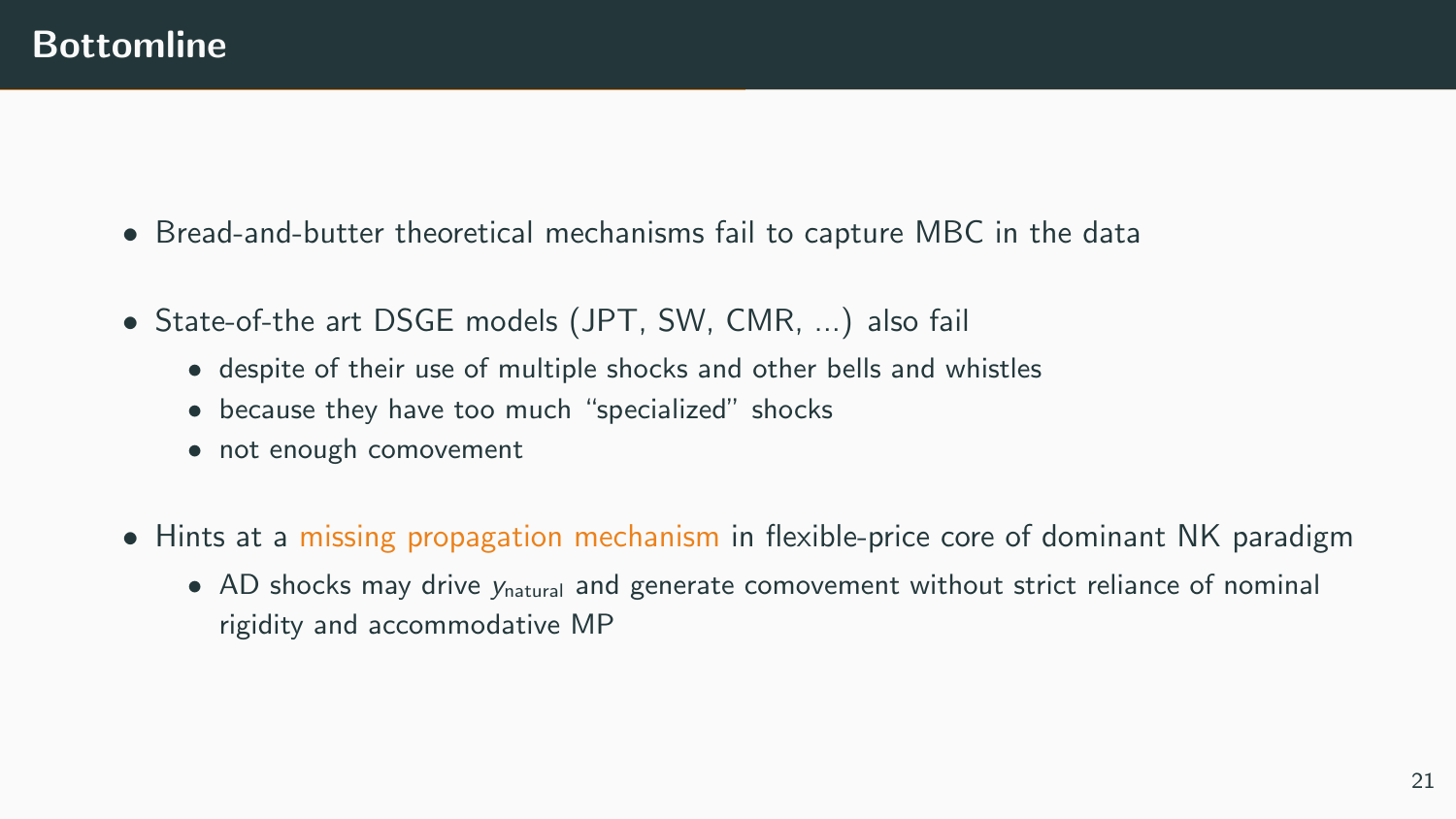# Bottomline

- Bread-and-butter theoretical mechanisms fail to capture MBC in the data
- State-of-the art DSGE models (JPT, SW, CMR, ...) also fail
  - despite of their use of multiple shocks and other bells and whistles
  - because they have too much "specialized" shocks
  - not enough comovement
- Hints at a missing propagation mechanism in flexible-price core of dominant NK paradigm
  - AD shocks may drive $y_{\text{natural}}$ and generate comovement without strict reliance of nominal rigidity and accommodative MP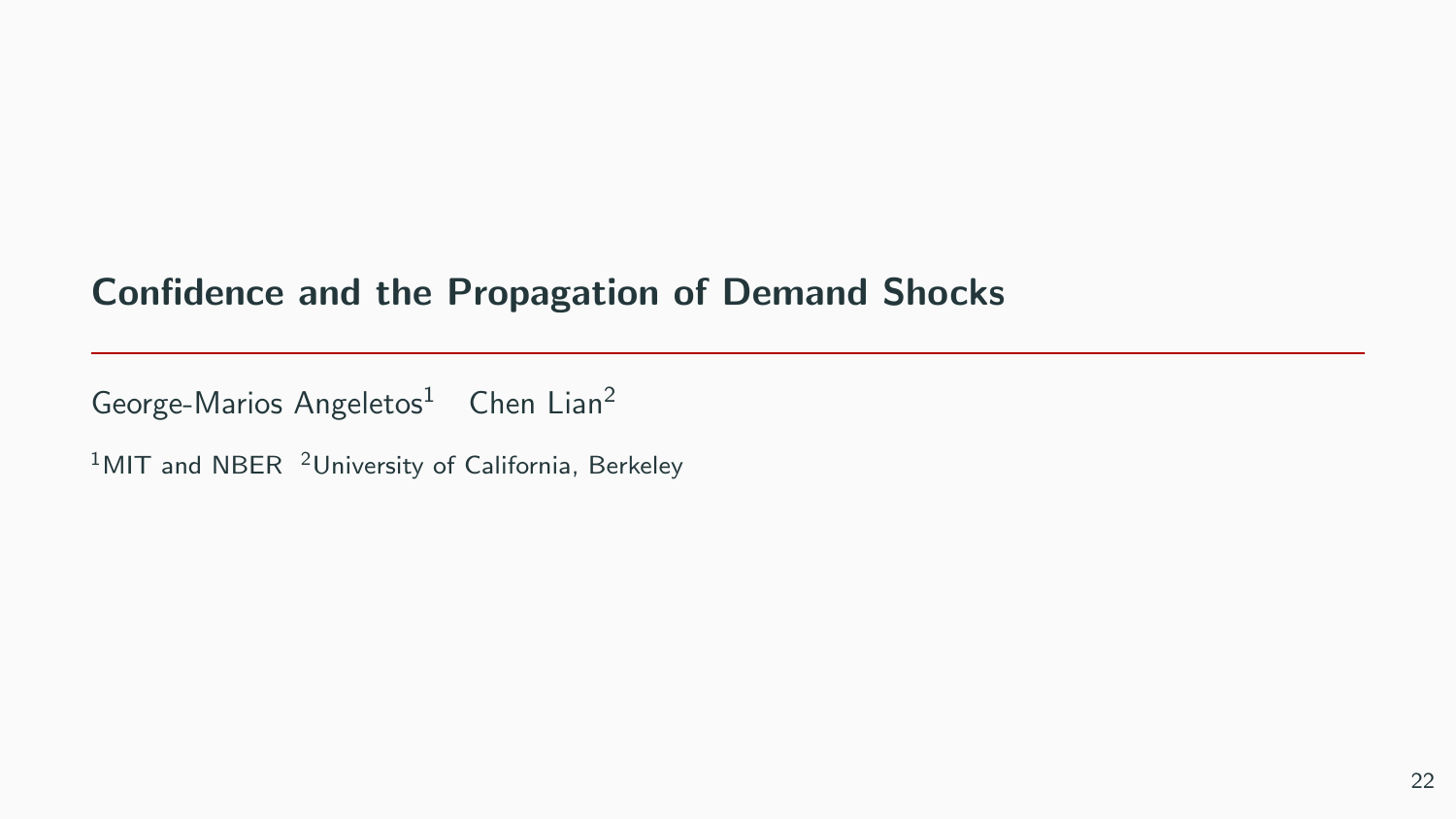# Confidence and the Propagation of Demand Shocks

George-Marios Angeletos[1] Chen Lian[2]

[1]MIT and NBER [2]University of California, Berkeley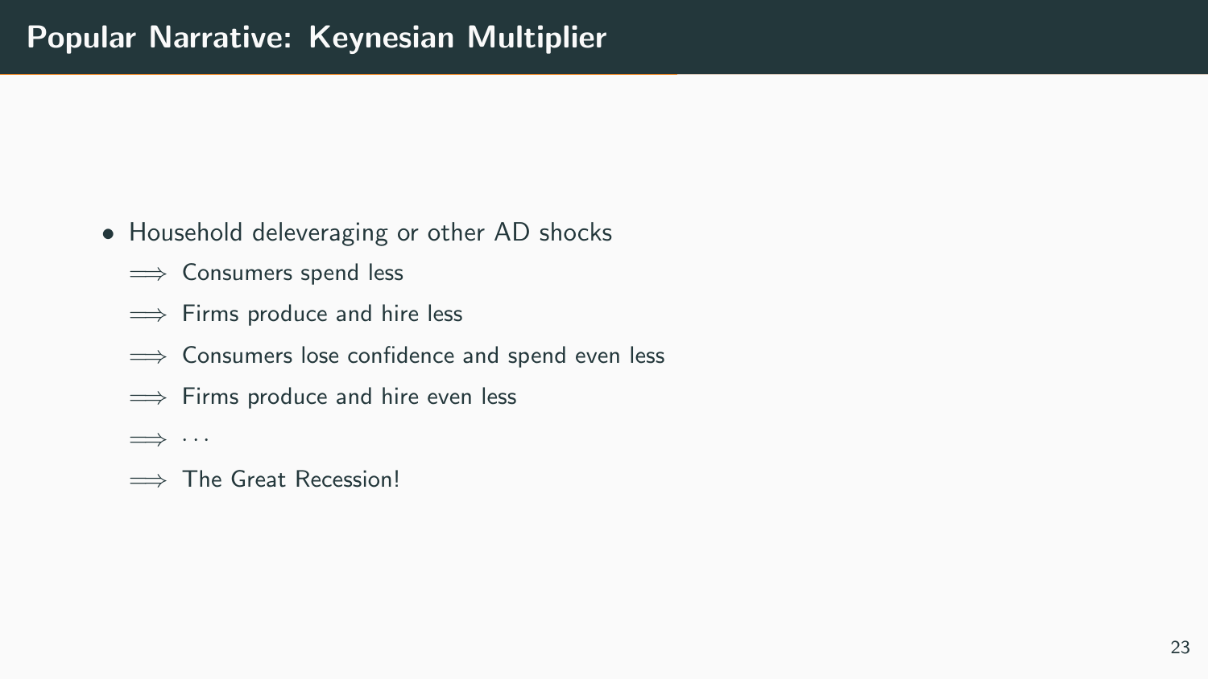# Popular Narrative: Keynesian Multiplier

- Household deleveraging or other AD shocks

  $\Longrightarrow$ Consumers spend less

  $\Longrightarrow$ Firms produce and hire less

  $\Longrightarrow$ Consumers lose confidence and spend even less

  $\Longrightarrow$ Firms produce and hire even less

  $\Longrightarrow$ ...

  $\Longrightarrow$ The Great Recession!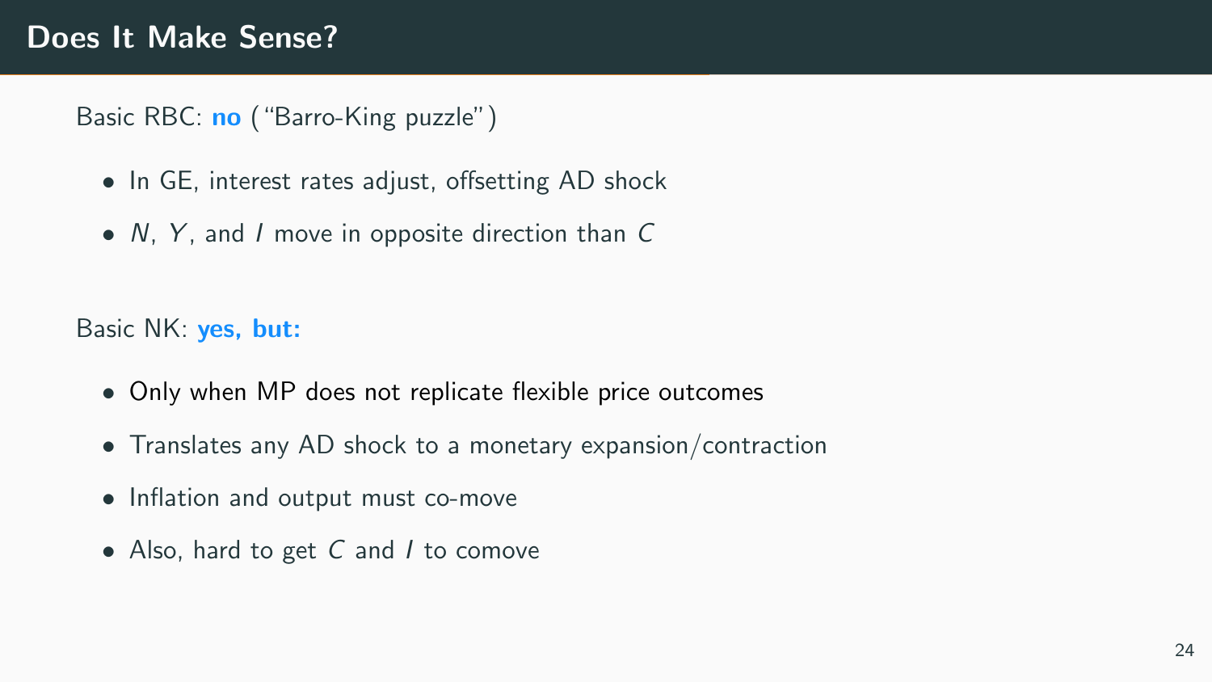# Does It Make Sense?

Basic RBC: **no** ("Barro-King puzzle")

- In GE, interest rates adjust, offsetting AD shock
- $N$, $Y$, and $I$ move in opposite direction than $C$

Basic NK: **yes, but:**

- Only when MP does not replicate flexible price outcomes
- Translates any AD shock to a monetary expansion/contraction
- Inflation and output must co-move
- Also, hard to get $C$ and $I$ to comove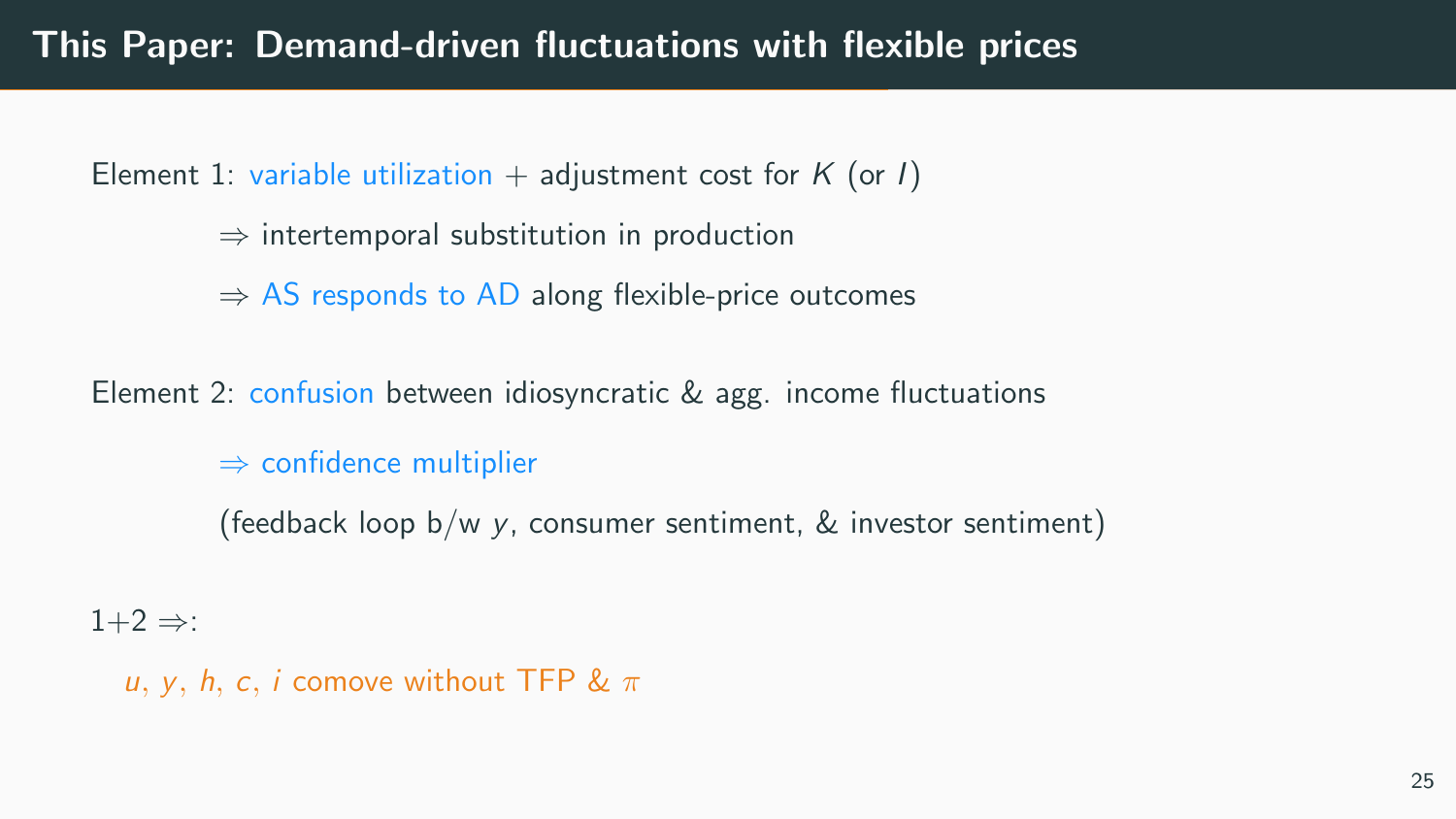# This Paper: Demand-driven fluctuations with flexible prices

Element 1: variable utilization + adjustment cost for $K$ (or $I$)

$\Rightarrow$ intertemporal substitution in production

$\Rightarrow$ AS responds to AD along flexible-price outcomes

Element 2: confusion between idiosyncratic & agg. income fluctuations

$\Rightarrow$ confidence multiplier

(feedback loop b/w $y$, consumer sentiment, & investor sentiment)

1+2 $\Rightarrow$:

$u$, $y$, $h$, $c$, $i$ comove without TFP & $\pi$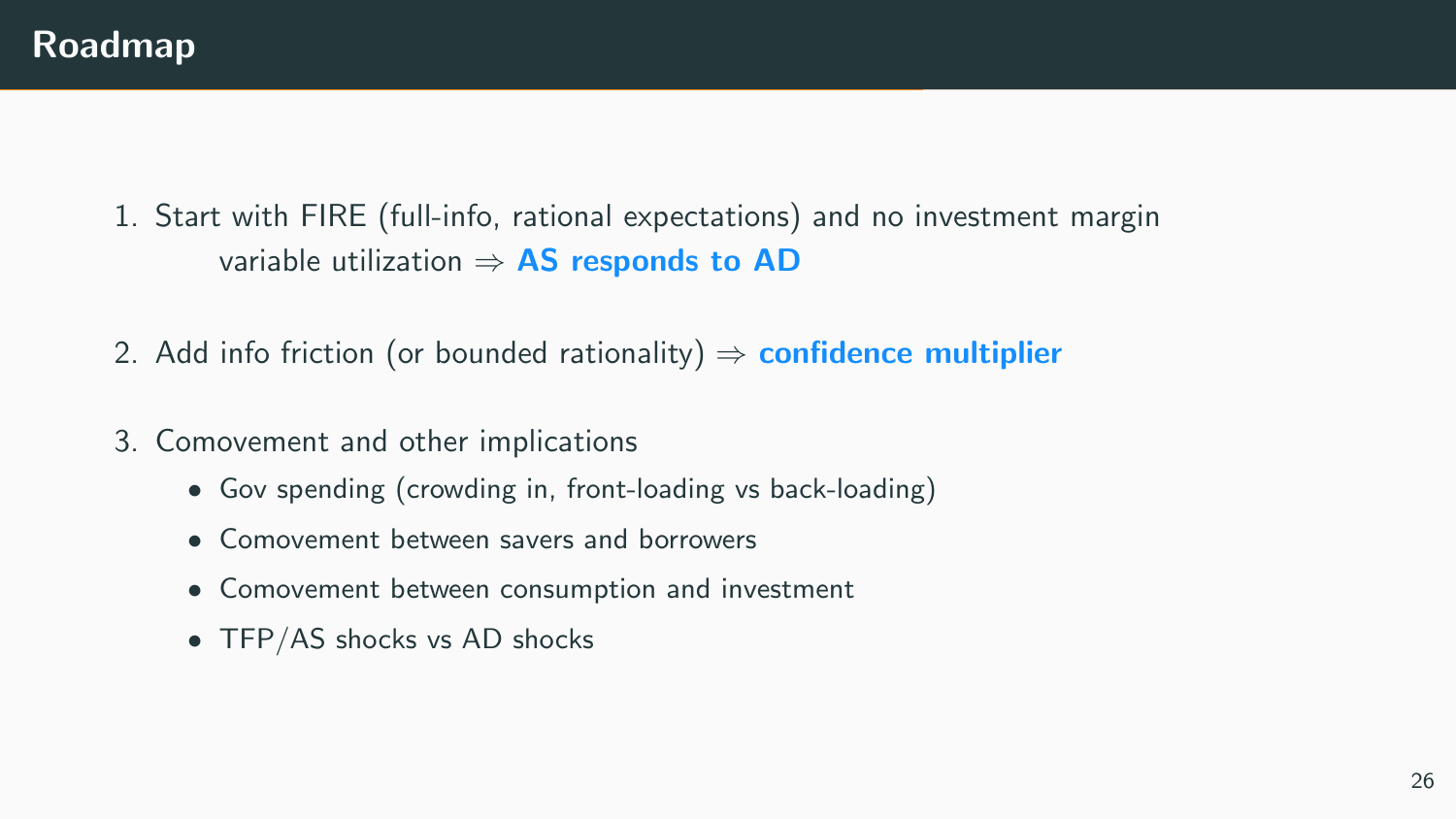# Roadmap

1. Start with FIRE (full-info, rational expectations) and no investment margin
   variable utilization $\Rightarrow$ **AS responds to AD**

2. Add info friction (or bounded rationality) $\Rightarrow$ **confidence multiplier**

3. Comovement and other implications
   - Gov spending (crowding in, front-loading vs back-loading)
   - Comovement between savers and borrowers
   - Comovement between consumption and investment
   - TFP/AS shocks vs AD shocks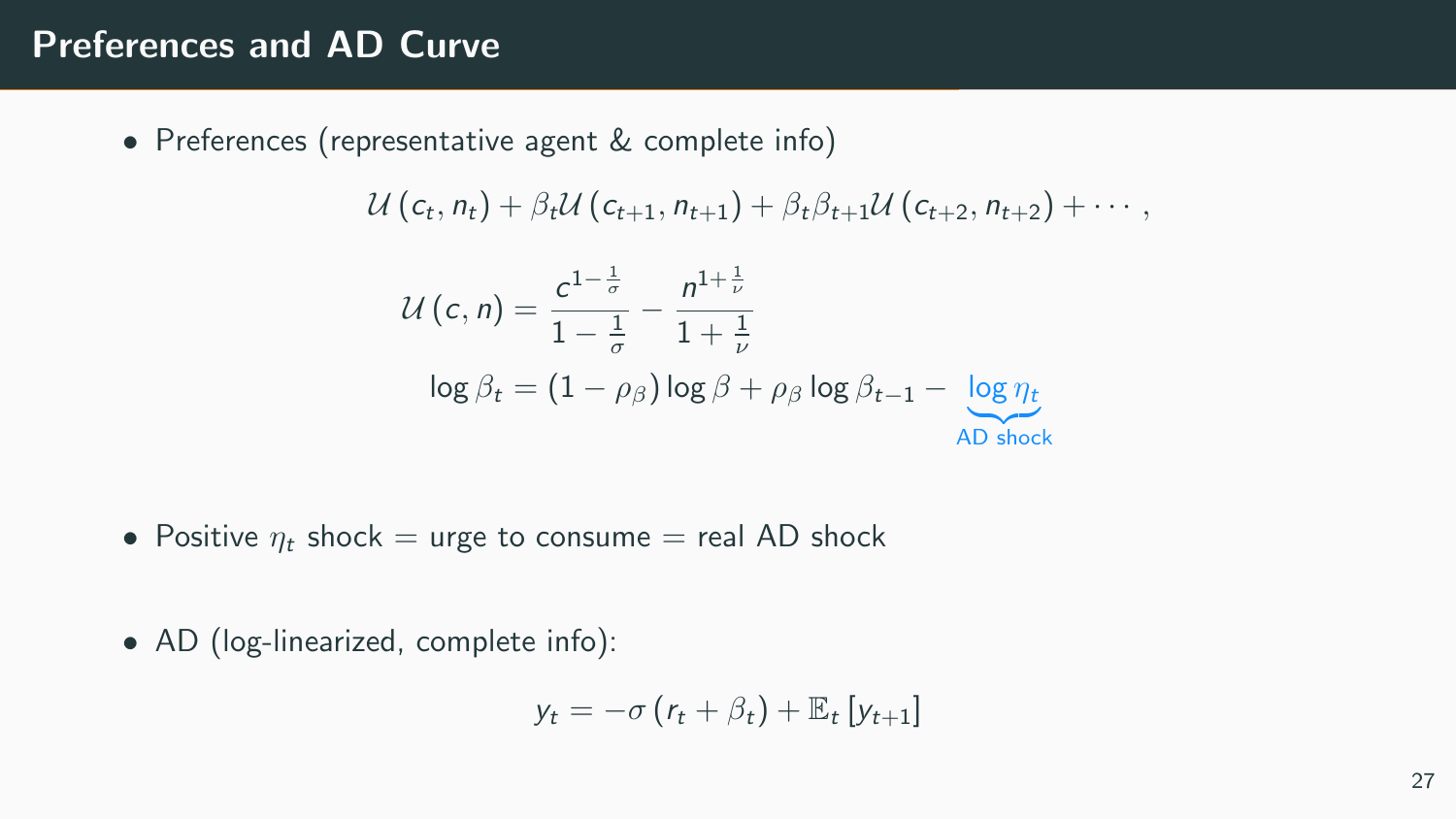# Preferences and AD Curve

- Preferences (representative agent & complete info)

$$\mathcal{U}\left(c_t, n_t\right) + \beta_t \mathcal{U}\left(c_{t+1}, n_{t+1}\right) + \beta_t \beta_{t+1} \mathcal{U}\left(c_{t+2}, n_{t+2}\right) + \cdots,$$

$$\mathcal{U}\left(c, n\right) = \frac{c^{1-\frac{1}{\sigma}}}{1-\frac{1}{\sigma}} - \frac{n^{1+\frac{1}{\nu}}}{1+\frac{1}{\nu}}$$

$$\log \beta_t = \left(1-\rho_\beta\right) \log \beta + \rho_\beta \log \beta_{t-1} - \underbrace{\log \eta_t}_{\text{AD shock}}$$

- Positive $\eta_t$ shock = urge to consume = real AD shock

- AD (log-linearized, complete info):

$$y_t = -\sigma\left(r_t + \beta_t\right) + \mathbb{E}_t\left[y_{t+1}\right]$$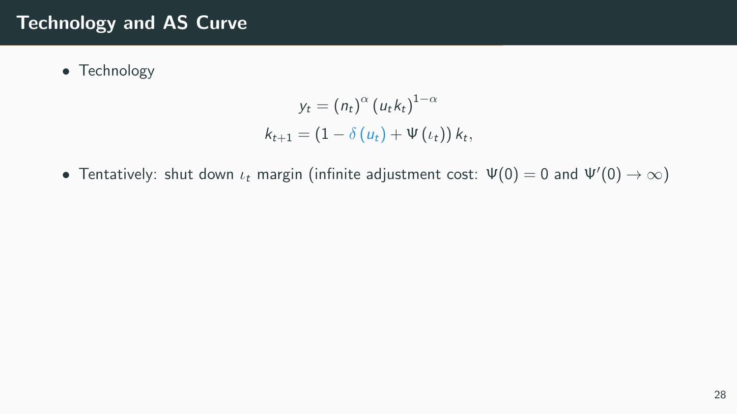## Technology and AS Curve

- Technology

$$y_t = (n_t)^{\alpha} (u_t k_t)^{1-\alpha}$$
$$k_{t+1} = (1 - \delta(u_t) + \Psi(\iota_t)) k_t,$$

- Tentatively: shut down $\iota_t$ margin (infinite adjustment cost: $\Psi(0) = 0$ and $\Psi'(0) \to \infty$)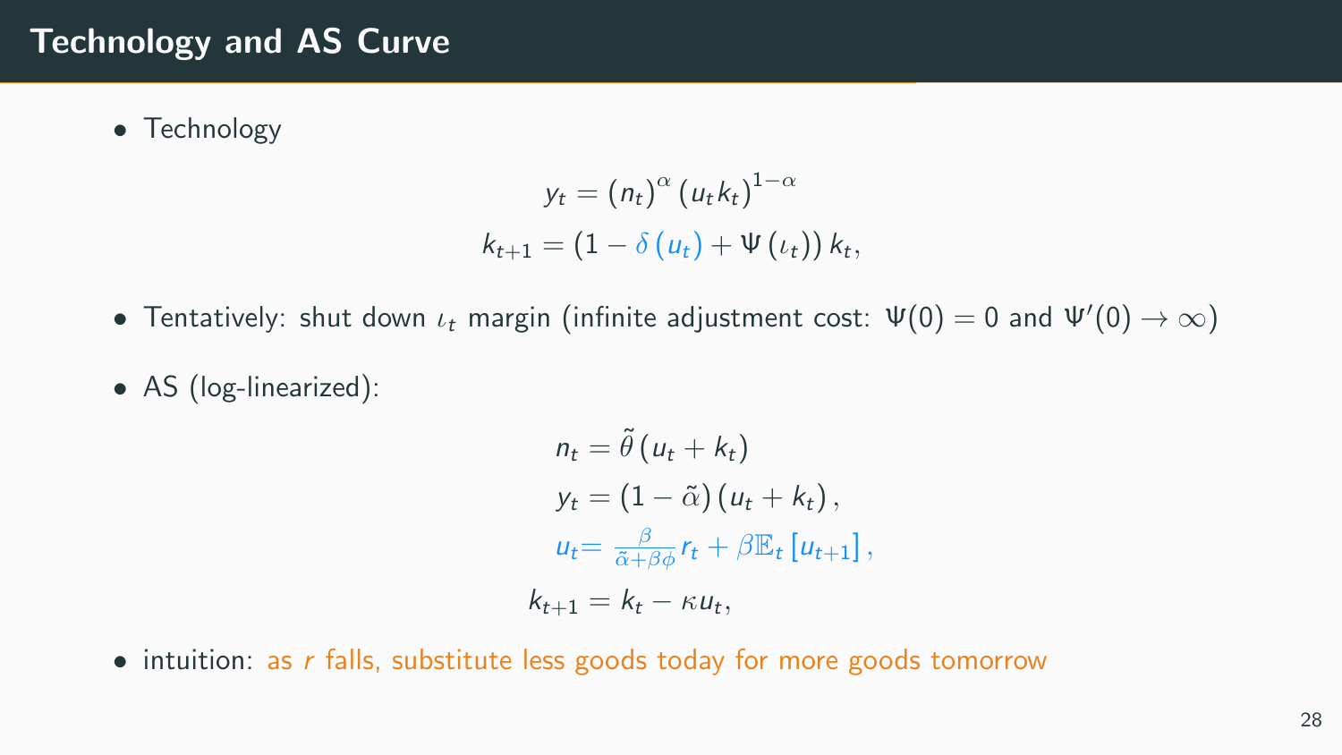# Technology and AS Curve

- Technology

$$y_t = (n_t)^{\alpha} (u_t k_t)^{1-\alpha}$$
$$k_{t+1} = (1 - \delta(u_t) + \Psi(\iota_t)) k_t,$$

- Tentatively: shut down $\iota_t$ margin (infinite adjustment cost: $\Psi(0) = 0$ and $\Psi'(0) \to \infty$)

- AS (log-linearized):

$$n_t = \tilde{\theta}(u_t + k_t)$$
$$y_t = (1 - \tilde{\alpha})(u_t + k_t),$$
$$u_t = \frac{\beta}{\tilde{\alpha} + \beta\phi} r_t + \beta \mathbb{E}_t [u_{t+1}],$$
$$k_{t+1} = k_t - \kappa u_t,$$

- intuition: as $r$ falls, substitute less goods today for more goods tomorrow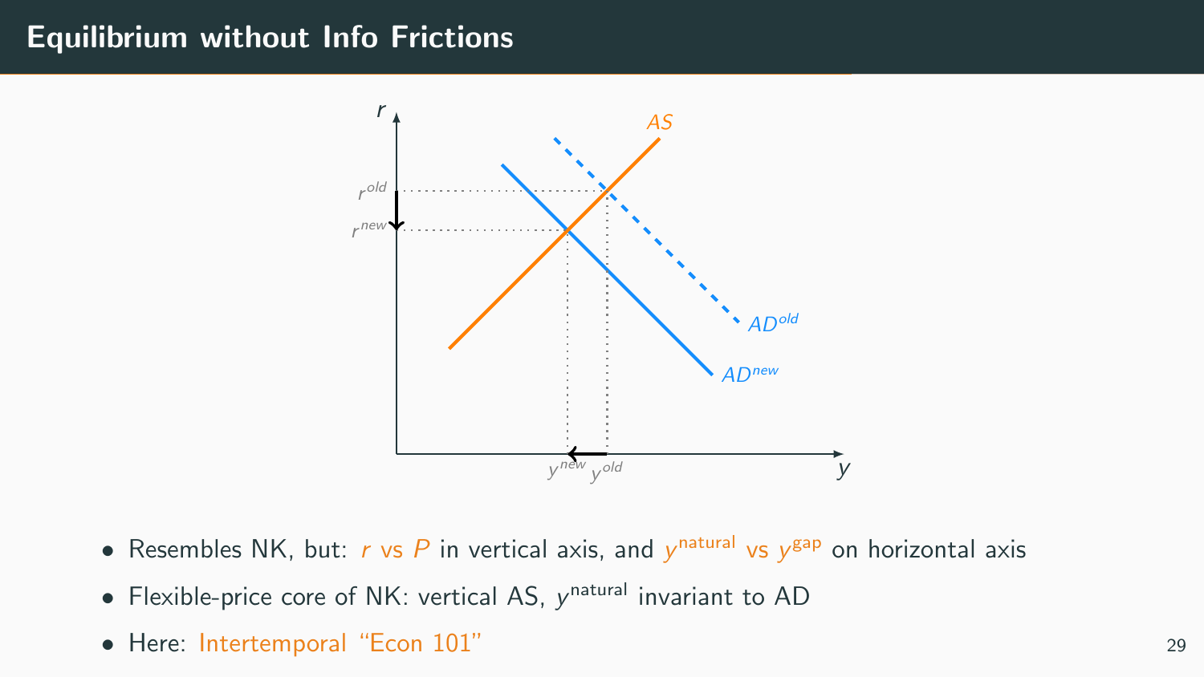## Equilibrium without Info Frictions

- Resembles NK, but: $r$ vs $P$ in vertical axis, and $y^{\text{natural}}$ vs $y^{\text{gap}}$ on horizontal axis
- Flexible-price core of NK: vertical AS, $y^{\text{natural}}$ invariant to AD
- Here: Intertemporal "Econ 101"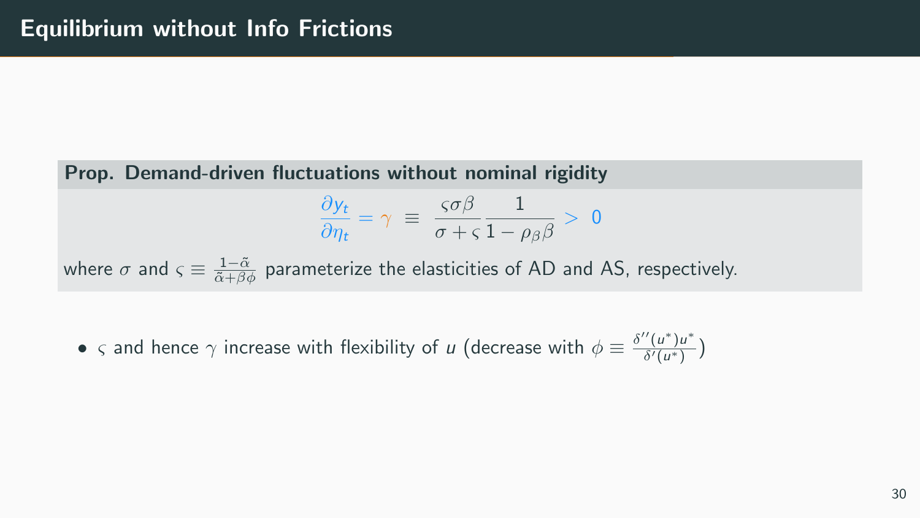# Equilibrium without Info Frictions

**Prop. Demand-driven fluctuations without nominal rigidity**

$$\frac{\partial y_t}{\partial \eta_t} = \gamma \;\equiv\; \frac{\varsigma \sigma \beta}{\sigma + \varsigma} \frac{1}{1 - \rho_\beta \beta} \;>\; 0$$

where $\sigma$ and $\varsigma \equiv \frac{1-\tilde{\alpha}}{\tilde{\alpha}+\beta\phi}$ parameterize the elasticities of AD and AS, respectively.

- $\varsigma$ and hence $\gamma$ increase with flexibility of $u$ (decrease with $\phi \equiv \frac{\delta''(u^*)u^*}{\delta'(u^*)}$)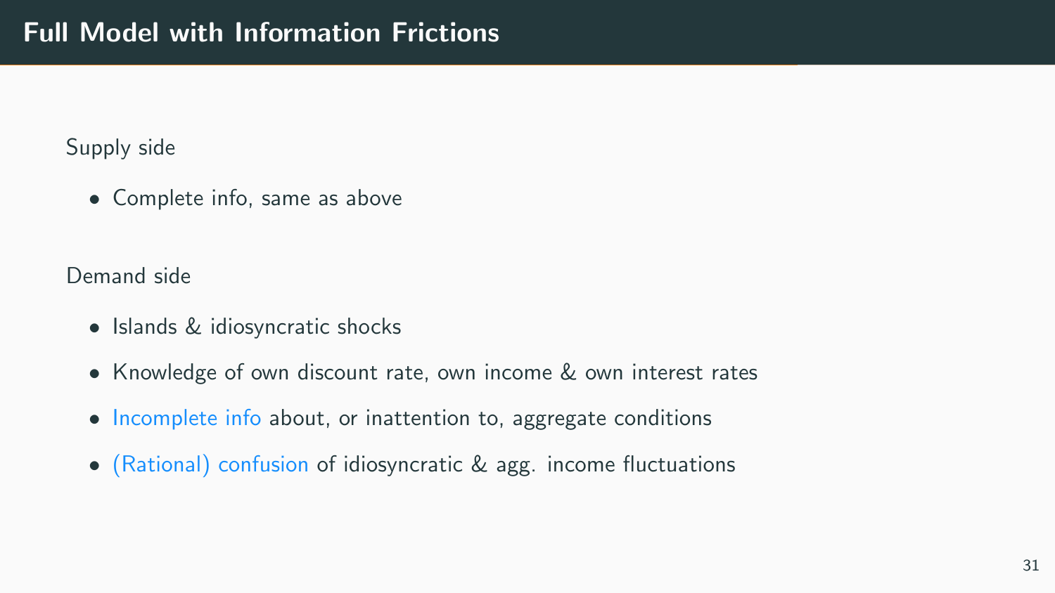# Full Model with Information Frictions

Supply side

- Complete info, same as above

Demand side

- Islands & idiosyncratic shocks
- Knowledge of own discount rate, own income & own interest rates
- Incomplete info about, or inattention to, aggregate conditions
- (Rational) confusion of idiosyncratic & agg. income fluctuations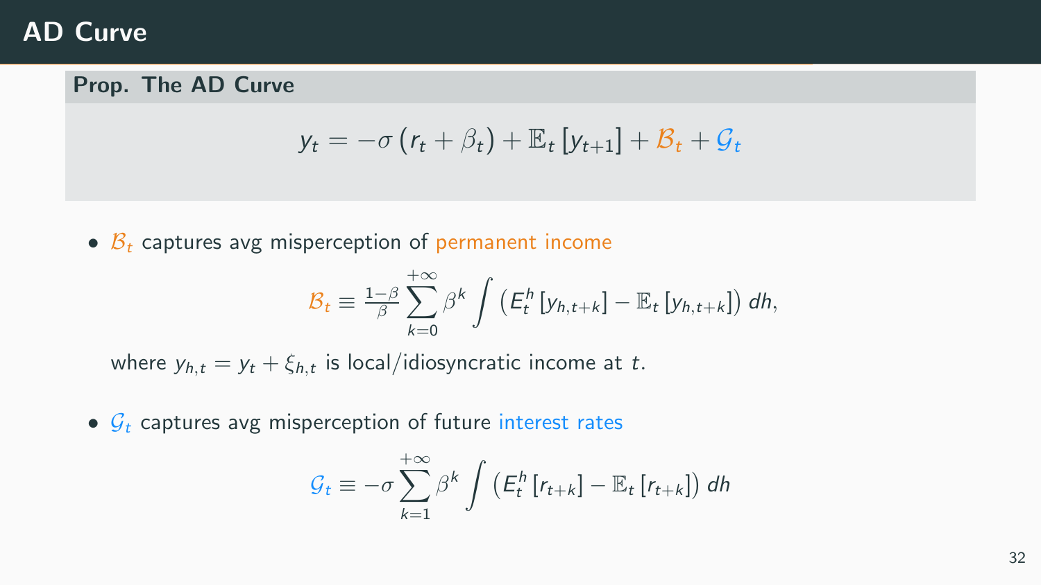# AD Curve

**Prop. The AD Curve**

$$y_t = -\sigma\left(r_t + \beta_t\right) + \mathbb{E}_t\left[y_{t+1}\right] + \mathcal{B}_t + \mathcal{G}_t$$

- $\mathcal{B}_t$ captures avg misperception of permanent income

$$\mathcal{B}_t \equiv \tfrac{1-\beta}{\beta} \sum_{k=0}^{+\infty} \beta^k \int \left(E_t^h\left[y_{h,t+k}\right] - \mathbb{E}_t\left[y_{h,t+k}\right]\right) dh,$$

  where $y_{h,t} = y_t + \xi_{h,t}$ is local/idiosyncratic income at $t$.

- $\mathcal{G}_t$ captures avg misperception of future interest rates

$$\mathcal{G}_t \equiv -\sigma \sum_{k=1}^{+\infty} \beta^k \int \left(E_t^h\left[r_{t+k}\right] - \mathbb{E}_t\left[r_{t+k}\right]\right) dh$$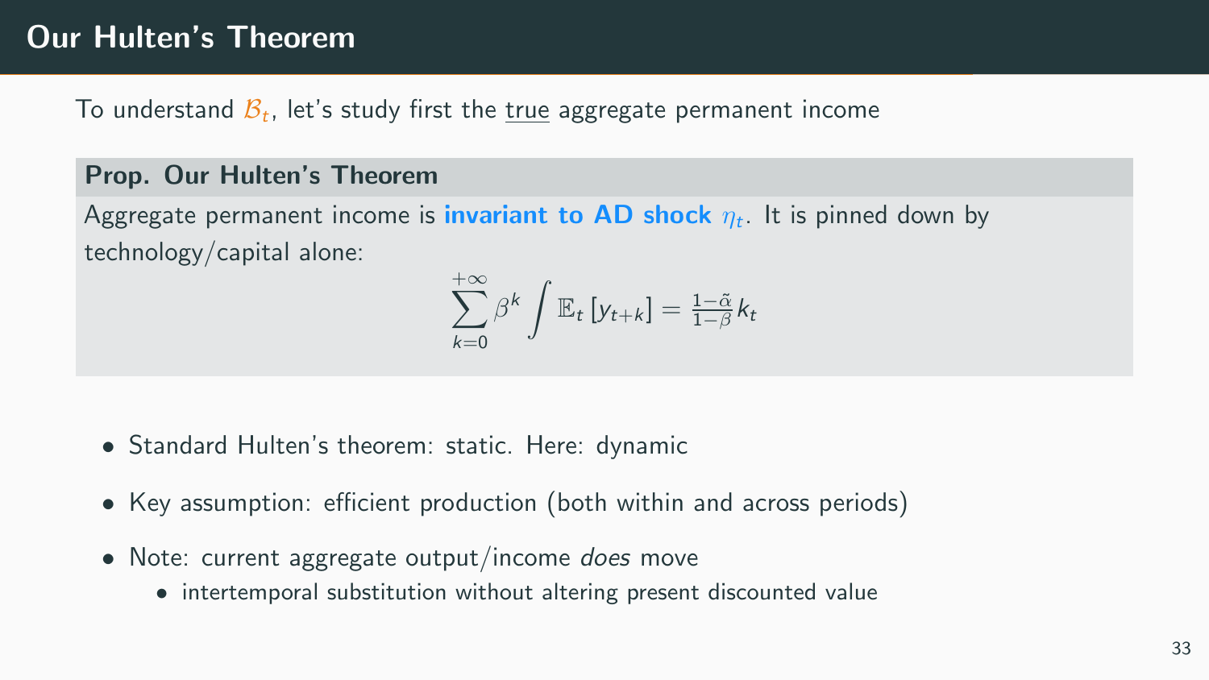# Our Hulten's Theorem

To understand $\mathcal{B}_t$, let's study first the true aggregate permanent income

**Prop. Our Hulten's Theorem**

Aggregate permanent income is **invariant to AD shock $\eta_t$**. It is pinned down by technology/capital alone:

$$\sum_{k=0}^{+\infty} \beta^k \int \mathbb{E}_t \left[ y_{t+k} \right] = \frac{1-\tilde{\alpha}}{1-\beta} k_t$$

- Standard Hulten's theorem: static. Here: dynamic
- Key assumption: efficient production (both within and across periods)
- Note: current aggregate output/income *does* move
  - intertemporal substitution without altering present discounted value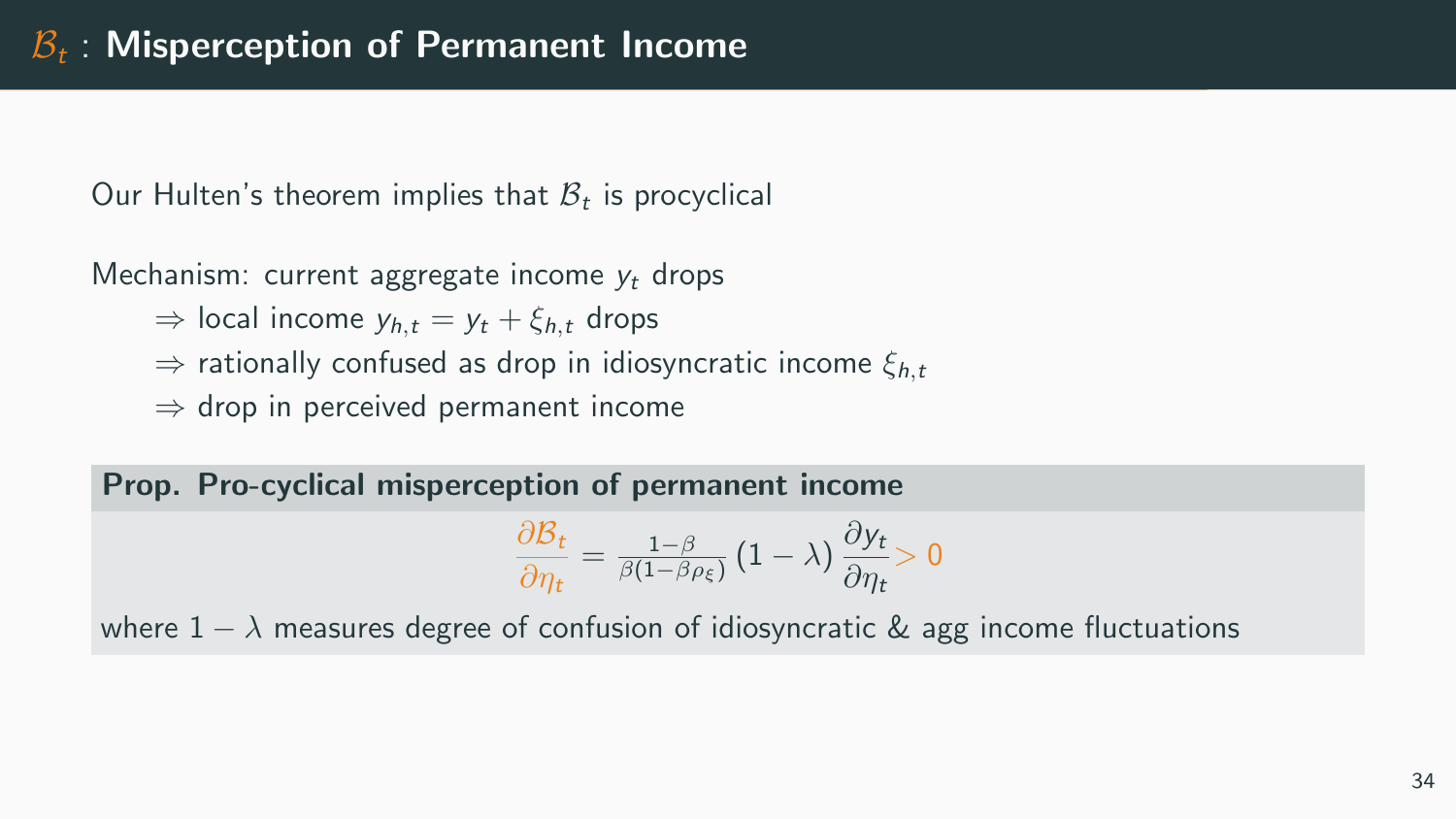# $\mathcal{B}_t$ : Misperception of Permanent Income

Our Hulten's theorem implies that $\mathcal{B}_t$ is procyclical

Mechanism: current aggregate income $y_t$ drops

- $\Rightarrow$ local income $y_{h,t} = y_t + \xi_{h,t}$ drops
- $\Rightarrow$ rationally confused as drop in idiosyncratic income $\xi_{h,t}$
- $\Rightarrow$ drop in perceived permanent income

**Prop. Pro-cyclical misperception of permanent income**

$$\frac{\partial \mathcal{B}_t}{\partial \eta_t} = \frac{1-\beta}{\beta(1-\beta\rho_\xi)} (1-\lambda) \frac{\partial y_t}{\partial \eta_t} > 0$$

where $1-\lambda$ measures degree of confusion of idiosyncratic & agg income fluctuations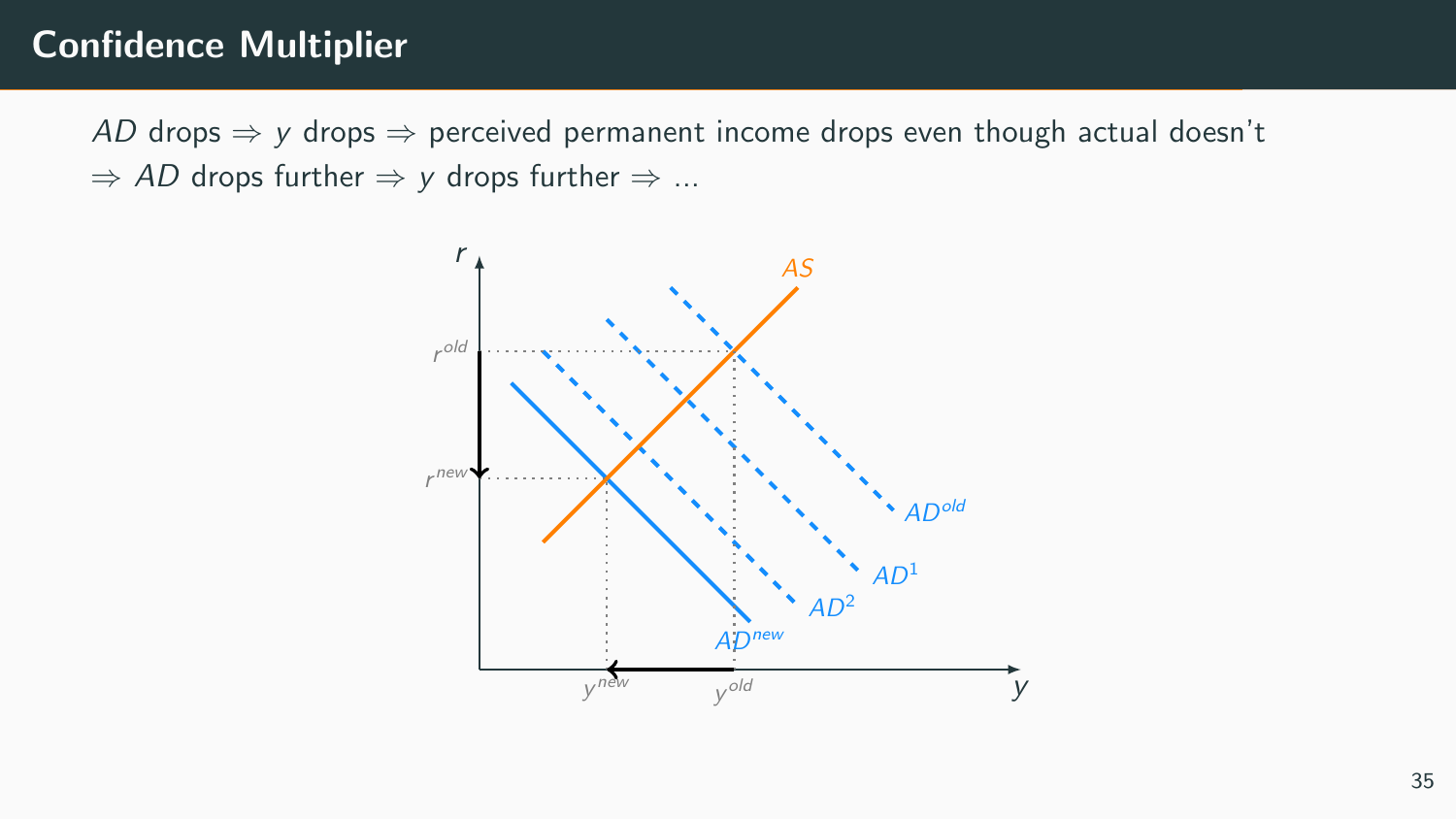# Confidence Multiplier

$AD$ drops $\Rightarrow$ $y$ drops $\Rightarrow$ perceived permanent income drops even though actual doesn't $\Rightarrow$ $AD$ drops further $\Rightarrow$ $y$ drops further $\Rightarrow$ ...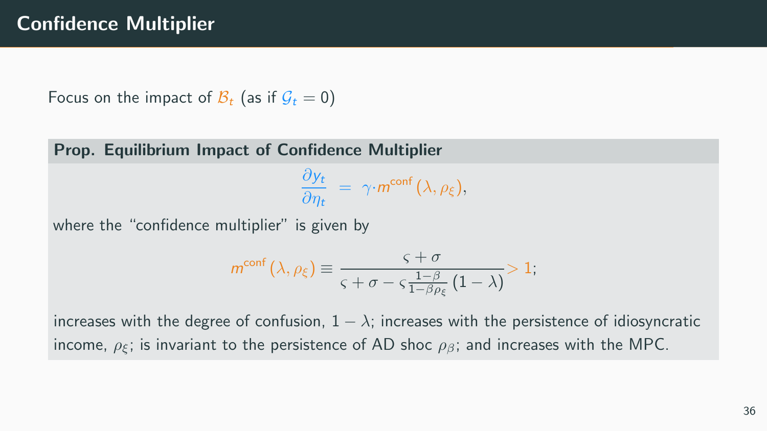# Confidence Multiplier

Focus on the impact of $\mathcal{B}_t$ (as if $\mathcal{G}_t = 0$)

**Prop. Equilibrium Impact of Confidence Multiplier**

$$\frac{\partial y_t}{\partial \eta_t} = \gamma \cdot m^{\text{conf}}(\lambda, \rho_\xi),$$

where the "confidence multiplier" is given by

$$m^{\text{conf}}(\lambda, \rho_\xi) \equiv \frac{\varsigma + \sigma}{\varsigma + \sigma - \varsigma \frac{1-\beta}{1-\beta\rho_\xi}(1-\lambda)} > 1;$$

increases with the degree of confusion, $1 - \lambda$; increases with the persistence of idiosyncratic income, $\rho_\xi$; is invariant to the persistence of AD shoc $\rho_\beta$; and increases with the MPC.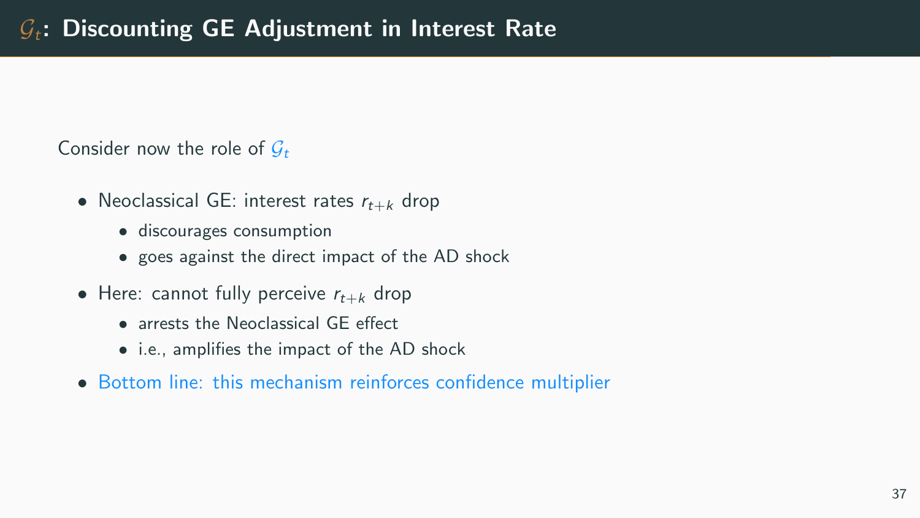# $\mathcal{G}_t$: Discounting GE Adjustment in Interest Rate

Consider now the role of $\mathcal{G}_t$

- Neoclassical GE: interest rates $r_{t+k}$ drop
  - discourages consumption
  - goes against the direct impact of the AD shock
- Here: cannot fully perceive $r_{t+k}$ drop
  - arrests the Neoclassical GE effect
  - i.e., amplifies the impact of the AD shock
- Bottom line: this mechanism reinforces confidence multiplier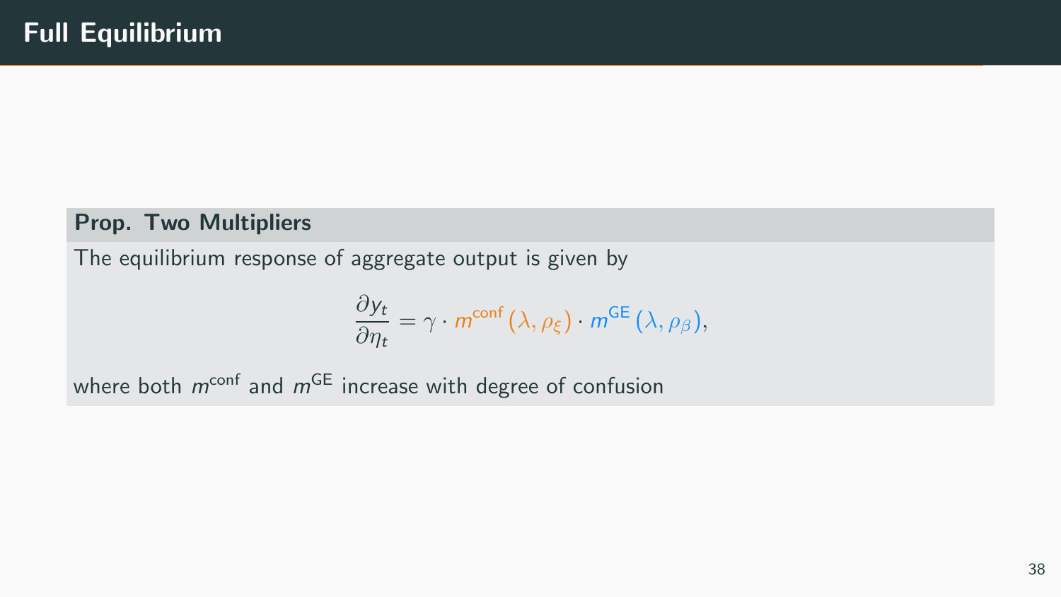# Full Equilibrium

**Prop. Two Multipliers**

The equilibrium response of aggregate output is given by

$$\frac{\partial y_t}{\partial \eta_t} = \gamma \cdot m^{\text{conf}}(\lambda, \rho_\xi) \cdot m^{\text{GE}}(\lambda, \rho_\beta),$$

where both $m^{\text{conf}}$ and $m^{\text{GE}}$ increase with degree of confusion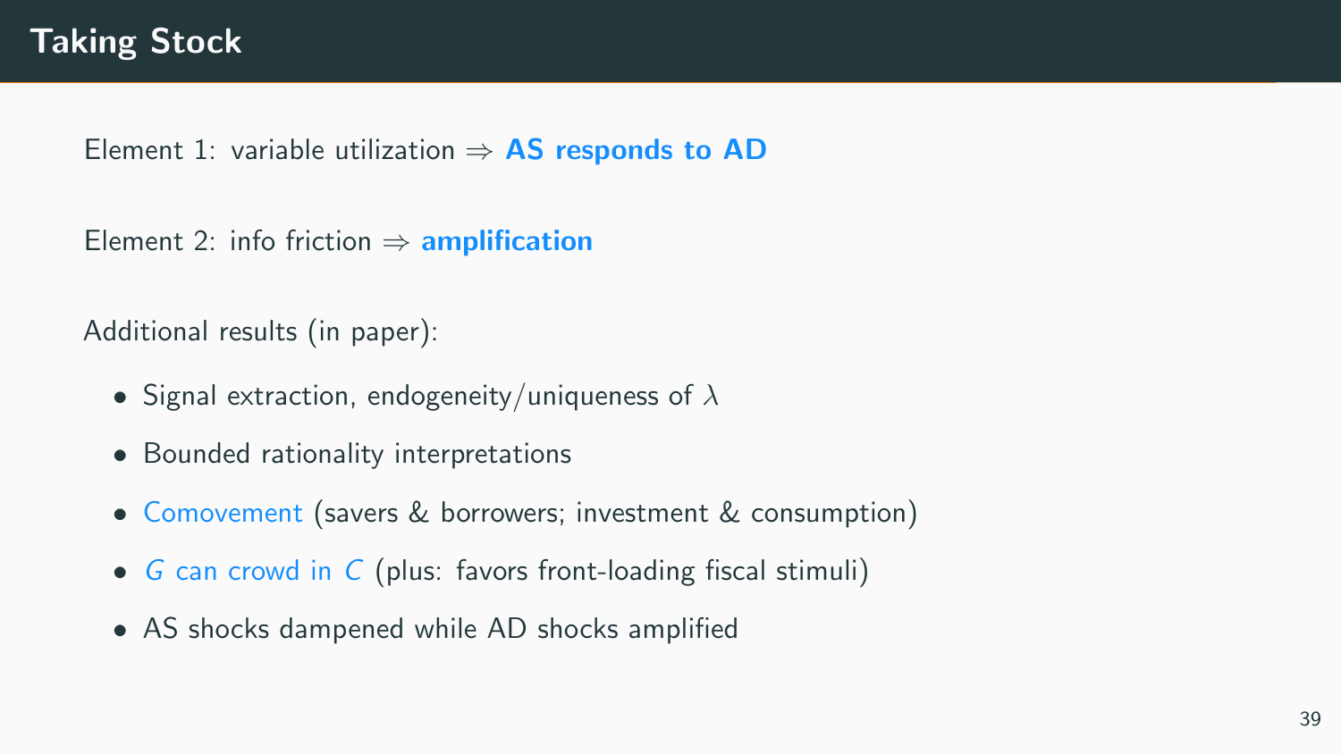# Taking Stock

Element 1: variable utilization ⇒ **AS responds to AD**

Element 2: info friction ⇒ **amplification**

Additional results (in paper):

- Signal extraction, endogeneity/uniqueness of $\lambda$
- Bounded rationality interpretations
- Comovement (savers & borrowers; investment & consumption)
- $G$ can crowd in $C$ (plus: favors front-loading fiscal stimuli)
- AS shocks dampened while AD shocks amplified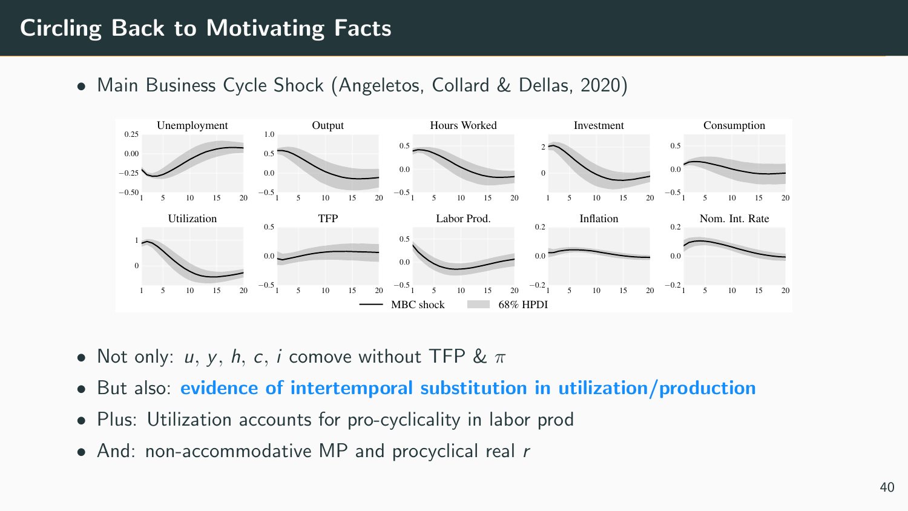# Circling Back to Motivating Facts

- Main Business Cycle Shock (Angeletos, Collard & Dellas, 2020)

- Not only: $u$, $y$, $h$, $c$, $i$ comove without TFP & $\pi$
- But also: **evidence of intertemporal substitution in utilization/production**
- Plus: Utilization accounts for pro-cyclicality in labor prod
- And: non-accommodative MP and procyclical real $r$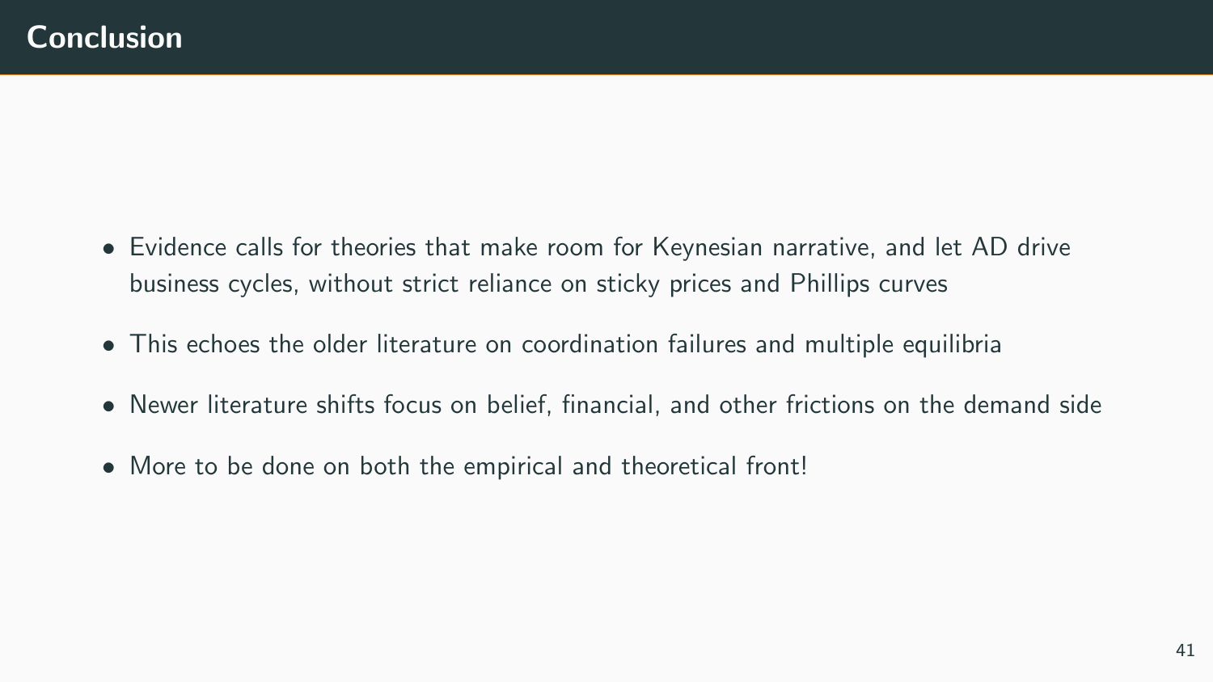# Conclusion

- Evidence calls for theories that make room for Keynesian narrative, and let AD drive business cycles, without strict reliance on sticky prices and Phillips curves
- This echoes the older literature on coordination failures and multiple equilibria
- Newer literature shifts focus on belief, financial, and other frictions on the demand side
- More to be done on both the empirical and theoretical front!